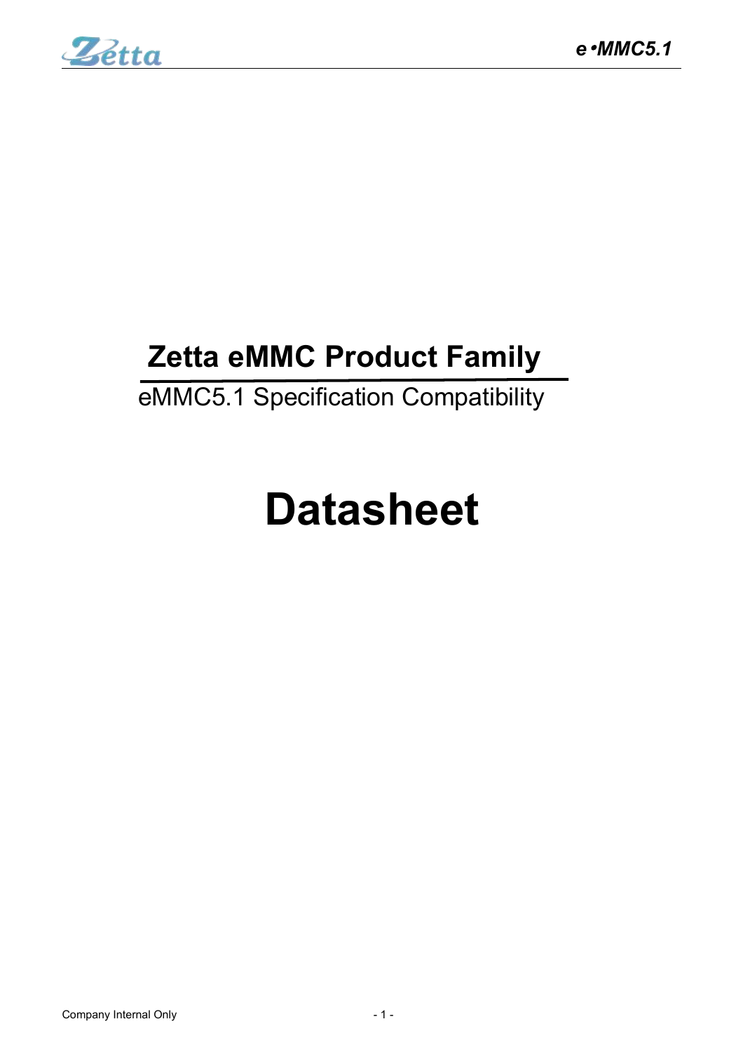# Zetta eMMC Product Family

eMMC5.1 Specification Compatibility

# Datasheet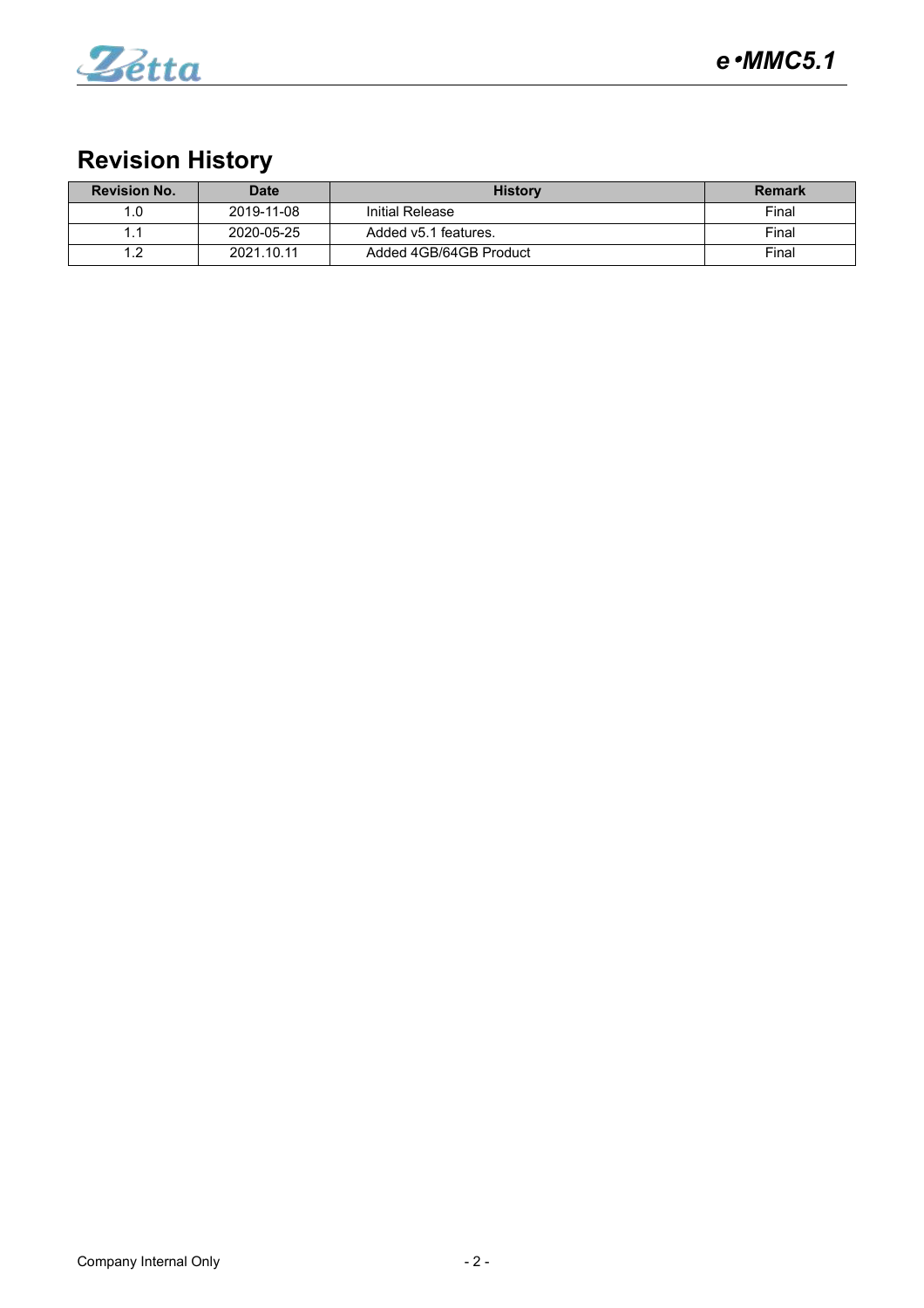# Revision History

| Revision No. | Date | History | Remark |
|---|---|---|---|
| 1.0 | 2019-11-08 | Initial Release | Final |
| 1.1 | 2020-05-25 | Added v5.1 features. | Final |
| 1.2 | 2021.10.11 | Added 4GB/64GB Product | Final |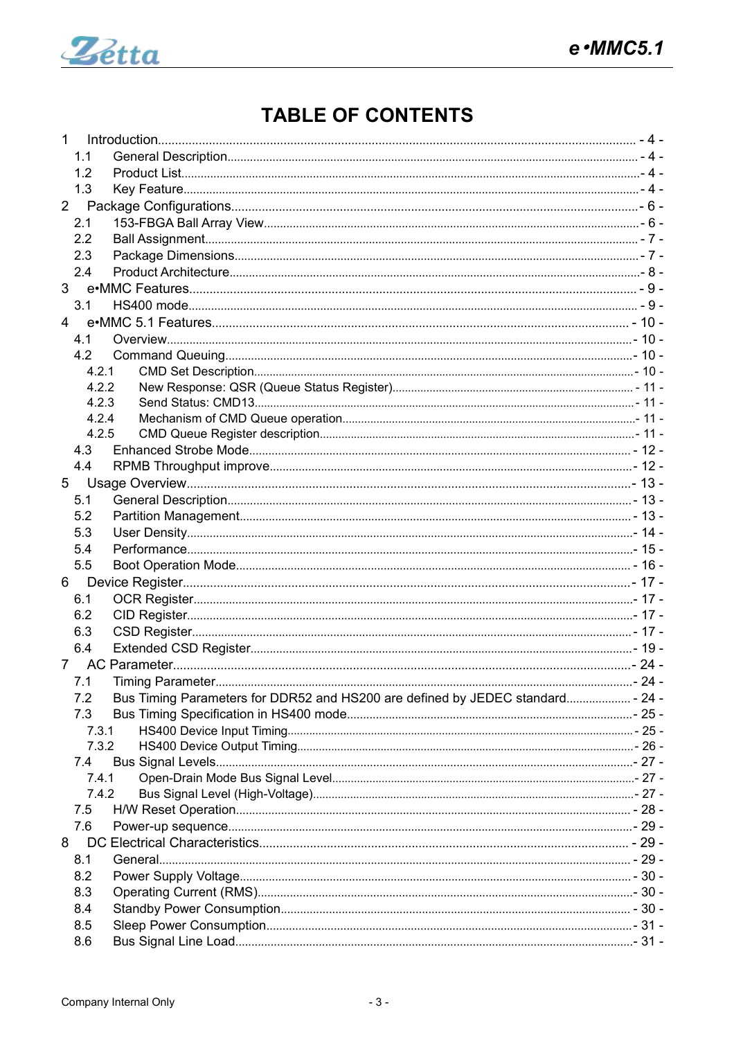# TABLE OF CONTENTS

1 Introduction - 4 -
 1.1 General Description - 4 -
 1.2 Product List - 4 -
 1.3 Key Feature - 4 -
2 Package Configurations - 6 -
 2.1 153-FBGA Ball Array View - 6 -
 2.2 Ball Assignment - 7 -
 2.3 Package Dimensions - 7 -
 2.4 Product Architecture - 8 -
3 e•MMC Features - 9 -
 3.1 HS400 mode - 9 -
4 e•MMC 5.1 Features - 10 -
 4.1 Overview - 10 -
 4.2 Command Queuing - 10 -
  4.2.1 CMD Set Description - 10 -
  4.2.2 New Response: QSR (Queue Status Register) - 11 -
  4.2.3 Send Status: CMD13 - 11 -
  4.2.4 Mechanism of CMD Queue operation - 11 -
  4.2.5 CMD Queue Register description - 11 -
 4.3 Enhanced Strobe Mode - 12 -
 4.4 RPMB Throughput improve - 12 -
5 Usage Overview - 13 -
 5.1 General Description - 13 -
 5.2 Partition Management - 13 -
 5.3 User Density - 14 -
 5.4 Performance - 15 -
 5.5 Boot Operation Mode - 16 -
6 Device Register - 17 -
 6.1 OCR Register - 17 -
 6.2 CID Register - 17 -
 6.3 CSD Register - 17 -
 6.4 Extended CSD Register - 19 -
7 AC Parameter - 24 -
 7.1 Timing Parameter - 24 -
 7.2 Bus Timing Parameters for DDR52 and HS200 are defined by JEDEC standard - 24 -
 7.3 Bus Timing Specification in HS400 mode - 25 -
  7.3.1 HS400 Device Input Timing - 25 -
  7.3.2 HS400 Device Output Timing - 26 -
 7.4 Bus Signal Levels - 27 -
  7.4.1 Open-Drain Mode Bus Signal Level - 27 -
  7.4.2 Bus Signal Level (High-Voltage) - 27 -
 7.5 H/W Reset Operation - 28 -
 7.6 Power-up sequence - 29 -
8 DC Electrical Characteristics - 29 -
 8.1 General - 29 -
 8.2 Power Supply Voltage - 30 -
 8.3 Operating Current (RMS) - 30 -
 8.4 Standby Power Consumption - 30 -
 8.5 Sleep Power Consumption - 31 -
 8.6 Bus Signal Line Load - 31 -

Company Internal Only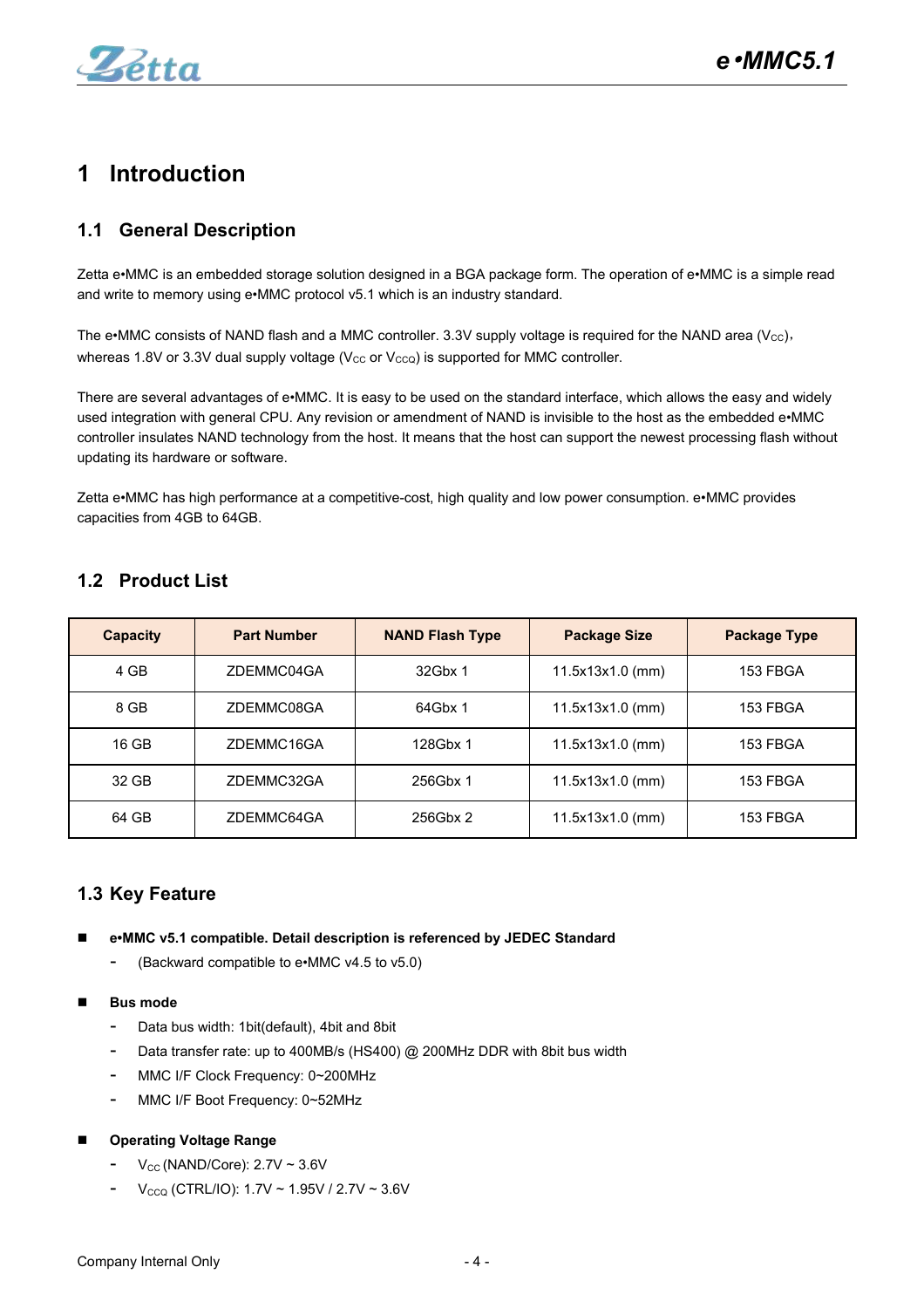# 1 Introduction

## 1.1 General Description

Zetta e•MMC is an embedded storage solution designed in a BGA package form. The operation of e•MMC is a simple read and write to memory using e•MMC protocol v5.1 which is an industry standard.

The e•MMC consists of NAND flash and a MMC controller. 3.3V supply voltage is required for the NAND area ($V_{CC}$), whereas 1.8V or 3.3V dual supply voltage ($V_{CC}$ or $V_{CCQ}$) is supported for MMC controller.

There are several advantages of e•MMC. It is easy to be used on the standard interface, which allows the easy and widely used integration with general CPU. Any revision or amendment of NAND is invisible to the host as the embedded e•MMC controller insulates NAND technology from the host. It means that the host can support the newest processing flash without updating its hardware or software.

Zetta e•MMC has high performance at a competitive-cost, high quality and low power consumption. e•MMC provides capacities from 4GB to 64GB.

## 1.2 Product List

| Capacity | Part Number | NAND Flash Type | Package Size | Package Type |
|---|---|---|---|---|
| 4 GB | ZDEMMC04GA | 32Gbx 1 | 11.5x13x1.0 (mm) | 153 FBGA |
| 8 GB | ZDEMMC08GA | 64Gbx 1 | 11.5x13x1.0 (mm) | 153 FBGA |
| 16 GB | ZDEMMC16GA | 128Gbx 1 | 11.5x13x1.0 (mm) | 153 FBGA |
| 32 GB | ZDEMMC32GA | 256Gbx 1 | 11.5x13x1.0 (mm) | 153 FBGA |
| 64 GB | ZDEMMC64GA | 256Gbx 2 | 11.5x13x1.0 (mm) | 153 FBGA |

## 1.3 Key Feature

- **e•MMC v5.1 compatible. Detail description is referenced by JEDEC Standard**
  - (Backward compatible to e•MMC v4.5 to v5.0)

- **Bus mode**
  - Data bus width: 1bit(default), 4bit and 8bit
  - Data transfer rate: up to 400MB/s (HS400) @ 200MHz DDR with 8bit bus width
  - MMC I/F Clock Frequency: 0~200MHz
  - MMC I/F Boot Frequency: 0~52MHz

- **Operating Voltage Range**
  - $V_{CC}$ (NAND/Core): 2.7V ~ 3.6V
  - $V_{CCQ}$ (CTRL/IO): 1.7V ~ 1.95V / 2.7V ~ 3.6V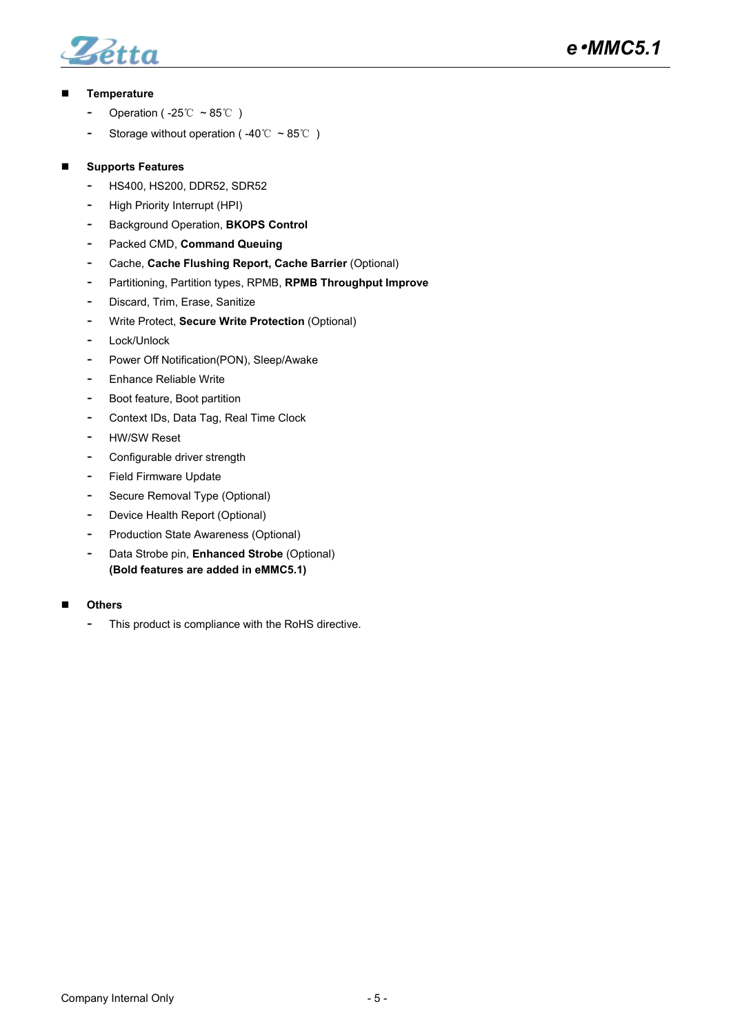- **Temperature**
  - Operation ( -25℃ ~ 85℃ )
  - Storage without operation ( -40℃ ~ 85℃ )

- **Supports Features**
  - HS400, HS200, DDR52, SDR52
  - High Priority Interrupt (HPI)
  - Background Operation, **BKOPS Control**
  - Packed CMD, **Command Queuing**
  - Cache, **Cache Flushing Report, Cache Barrier** (Optional)
  - Partitioning, Partition types, RPMB, **RPMB Throughput Improve**
  - Discard, Trim, Erase, Sanitize
  - Write Protect, **Secure Write Protection** (Optional)
  - Lock/Unlock
  - Power Off Notification(PON), Sleep/Awake
  - Enhance Reliable Write
  - Boot feature, Boot partition
  - Context IDs, Data Tag, Real Time Clock
  - HW/SW Reset
  - Configurable driver strength
  - Field Firmware Update
  - Secure Removal Type (Optional)
  - Device Health Report (Optional)
  - Production State Awareness (Optional)
  - Data Strobe pin, **Enhanced Strobe** (Optional)
    **(Bold features are added in eMMC5.1)**

- **Others**
  - This product is compliance with the RoHS directive.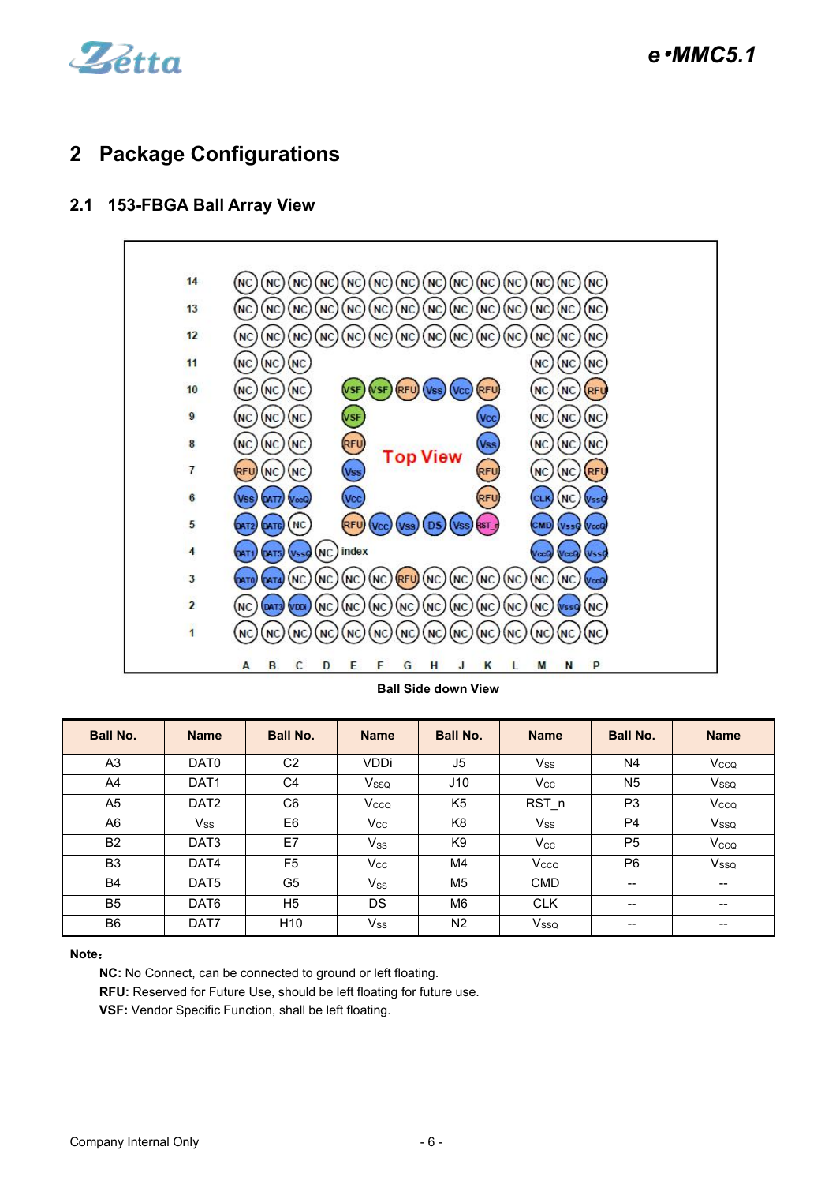# 2 Package Configurations

## 2.1 153-FBGA Ball Array View

Ball Side down View

| Ball No. | Name | Ball No. | Name | Ball No. | Name | Ball No. | Name |
|---|---|---|---|---|---|---|---|
| A3 | DAT0 | C2 | VDDi | J5 | $V_{SS}$ | N4 | $V_{CCQ}$ |
| A4 | DAT1 | C4 | $V_{SSQ}$ | J10 | $V_{CC}$ | N5 | $V_{SSQ}$ |
| A5 | DAT2 | C6 | $V_{CCQ}$ | K5 | RST_n | P3 | $V_{CCQ}$ |
| A6 | $V_{SS}$ | E6 | $V_{CC}$ | K8 | $V_{SS}$ | P4 | $V_{SSQ}$ |
| B2 | DAT3 | E7 | $V_{SS}$ | K9 | $V_{CC}$ | P5 | $V_{CCQ}$ |
| B3 | DAT4 | F5 | $V_{CC}$ | M4 | $V_{CCQ}$ | P6 | $V_{SSQ}$ |
| B4 | DAT5 | G5 | $V_{SS}$ | M5 | CMD | -- | -- |
| B5 | DAT6 | H5 | DS | M6 | CLK | -- | -- |
| B6 | DAT7 | H10 | $V_{SS}$ | N2 | $V_{SSQ}$ | -- | -- |

**Note:**

**NC:** No Connect, can be connected to ground or left floating.

**RFU:** Reserved for Future Use, should be left floating for future use.

**VSF:** Vendor Specific Function, shall be left floating.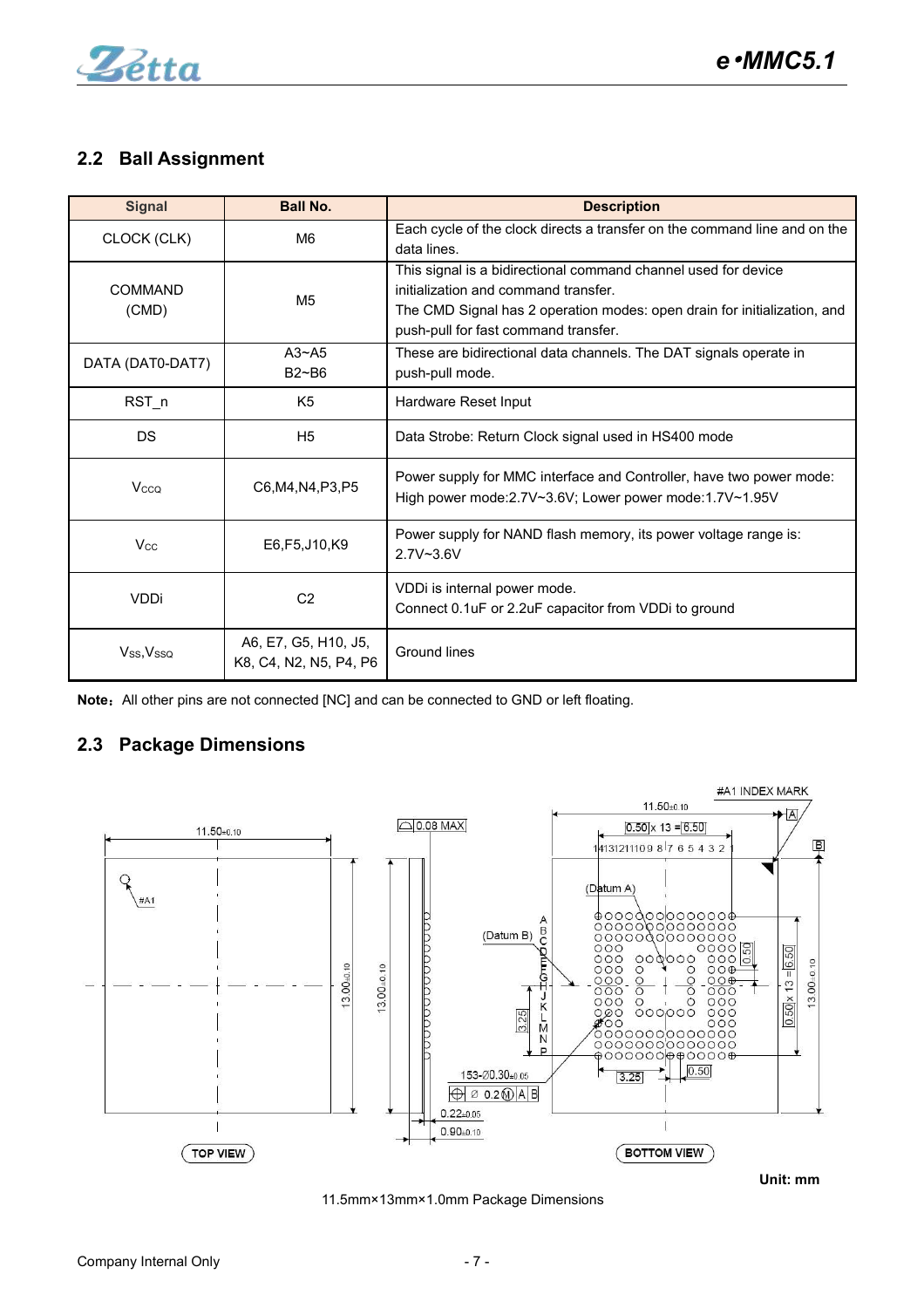## 2.2 Ball Assignment

| Signal | Ball No. | Description |
|---|---|---|
| CLOCK (CLK) | M6 | Each cycle of the clock directs a transfer on the command line and on the data lines. |
| COMMAND (CMD) | M5 | This signal is a bidirectional command channel used for device initialization and command transfer. The CMD Signal has 2 operation modes: open drain for initialization, and push-pull for fast command transfer. |
| DATA (DAT0-DAT7) | A3~A5 B2~B6 | These are bidirectional data channels. The DAT signals operate in push-pull mode. |
| RST_n | K5 | Hardware Reset Input |
| DS | H5 | Data Strobe: Return Clock signal used in HS400 mode |
| $V_{CCQ}$ | C6,M4,N4,P3,P5 | Power supply for MMC interface and Controller, have two power mode: High power mode:2.7V~3.6V; Lower power mode:1.7V~1.95V |
| $V_{CC}$ | E6,F5,J10,K9 | Power supply for NAND flash memory, its power voltage range is: 2.7V~3.6V |
| VDDi | C2 | VDDi is internal power mode. Connect 0.1uF or 2.2uF capacitor from VDDi to ground |
| $V_{SS}$,$V_{SSQ}$ | A6, E7, G5, H10, J5, K8, C4, N2, N5, P4, P6 | Ground lines |

**Note：**All other pins are not connected [NC] and can be connected to GND or left floating.

## 2.3 Package Dimensions

Unit: mm

11.5mm×13mm×1.0mm Package Dimensions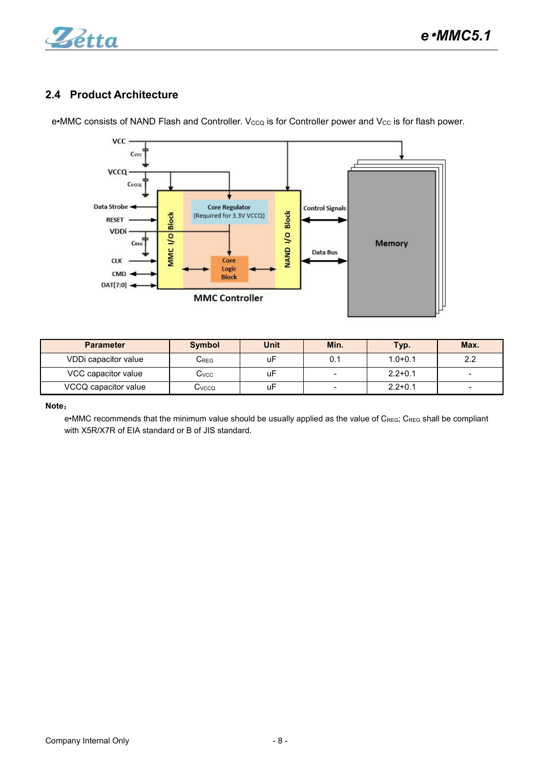## 2.4 Product Architecture

e•MMC consists of NAND Flash and Controller. $V_{CCQ}$ is for Controller power and $V_{CC}$ is for flash power.

| Parameter | Symbol | Unit | Min. | Typ. | Max. |
|---|---|---|---|---|---|
| VDDi capacitor value | $C_{REG}$ | uF | 0.1 | 1.0+0.1 | 2.2 |
| VCC capacitor value | $C_{VCC}$ | uF | - | 2.2+0.1 | - |
| VCCQ capacitor value | $C_{VCCQ}$ | uF | - | 2.2+0.1 | - |

**Note**：

e•MMC recommends that the minimum value should be usually applied as the value of $C_{REG}$; $C_{REG}$ shall be compliant with X5R/X7R of EIA standard or B of JIS standard.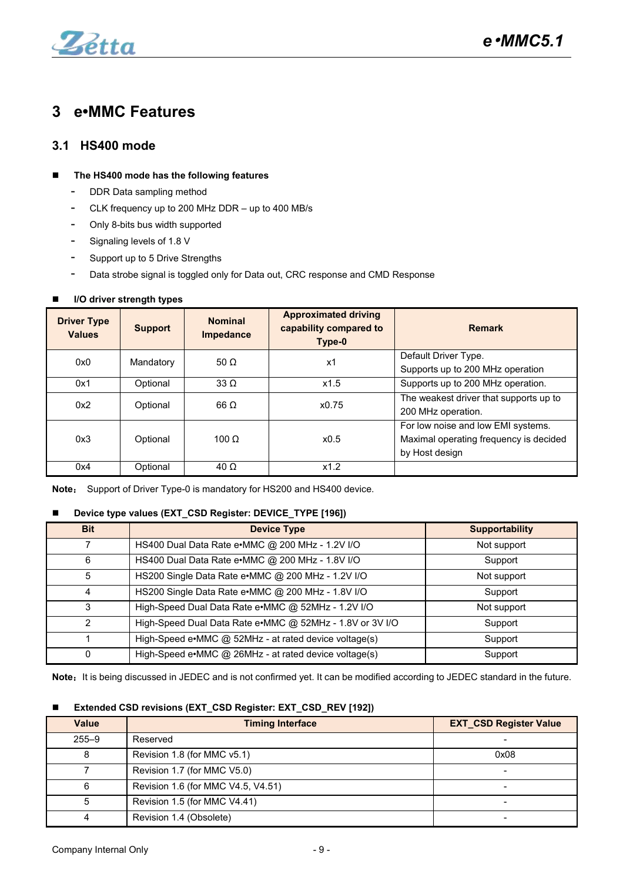# 3 e•MMC Features

## 3.1 HS400 mode

- **The HS400 mode has the following features**
  - DDR Data sampling method
  - CLK frequency up to 200 MHz DDR – up to 400 MB/s
  - Only 8-bits bus width supported
  - Signaling levels of 1.8 V
  - Support up to 5 Drive Strengths
  - Data strobe signal is toggled only for Data out, CRC response and CMD Response

- **I/O driver strength types**

| Driver Type Values | Support | Nominal Impedance | Approximated driving capability compared to Type-0 | Remark |
|---|---|---|---|---|
| 0x0 | Mandatory | 50 Ω | x1 | Default Driver Type. Supports up to 200 MHz operation |
| 0x1 | Optional | 33 Ω | x1.5 | Supports up to 200 MHz operation. |
| 0x2 | Optional | 66 Ω | x0.75 | The weakest driver that supports up to 200 MHz operation. |
| 0x3 | Optional | 100 Ω | x0.5 | For low noise and low EMI systems. Maximal operating frequency is decided by Host design |
| 0x4 | Optional | 40 Ω | x1.2 | |

**Note：** Support of Driver Type-0 is mandatory for HS200 and HS400 device.

- **Device type values (EXT_CSD Register: DEVICE_TYPE [196])**

| Bit | Device Type | Supportability |
|---|---|---|
| 7 | HS400 Dual Data Rate e•MMC @ 200 MHz - 1.2V I/O | Not support |
| 6 | HS400 Dual Data Rate e•MMC @ 200 MHz - 1.8V I/O | Support |
| 5 | HS200 Single Data Rate e•MMC @ 200 MHz - 1.2V I/O | Not support |
| 4 | HS200 Single Data Rate e•MMC @ 200 MHz - 1.8V I/O | Support |
| 3 | High-Speed Dual Data Rate e•MMC @ 52MHz - 1.2V I/O | Not support |
| 2 | High-Speed Dual Data Rate e•MMC @ 52MHz - 1.8V or 3V I/O | Support |
| 1 | High-Speed e•MMC @ 52MHz - at rated device voltage(s) | Support |
| 0 | High-Speed e•MMC @ 26MHz - at rated device voltage(s) | Support |

**Note：** It is being discussed in JEDEC and is not confirmed yet. It can be modified according to JEDEC standard in the future.

- **Extended CSD revisions (EXT_CSD Register: EXT_CSD_REV [192])**

| Value | Timing Interface | EXT_CSD Register Value |
|---|---|---|
| 255–9 | Reserved | - |
| 8 | Revision 1.8 (for MMC v5.1) | 0x08 |
| 7 | Revision 1.7 (for MMC V5.0) | - |
| 6 | Revision 1.6 (for MMC V4.5, V4.51) | - |
| 5 | Revision 1.5 (for MMC V4.41) | - |
| 4 | Revision 1.4 (Obsolete) | - |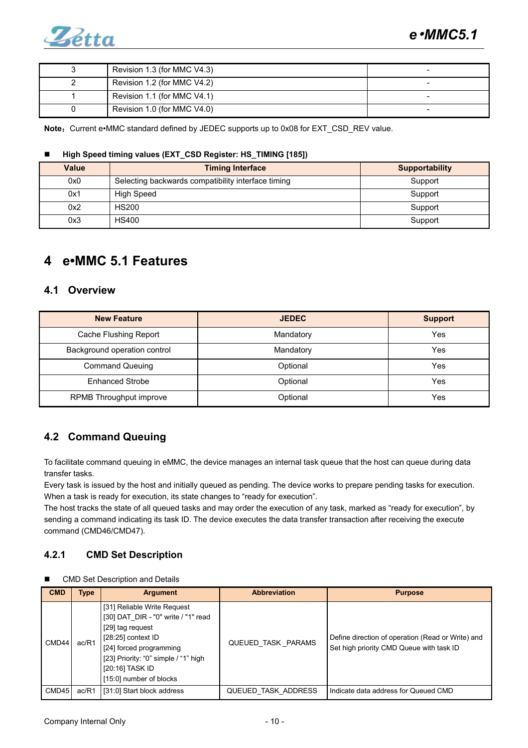| 3 | Revision 1.3 (for MMC V4.3) | - |
|---|---|---|
| 2 | Revision 1.2 (for MMC V4.2) | - |
| 1 | Revision 1.1 (for MMC V4.1) | - |
| 0 | Revision 1.0 (for MMC V4.0) | - |

**Note**：Current e•MMC standard defined by JEDEC supports up to 0x08 for EXT_CSD_REV value.

■ **High Speed timing values (EXT_CSD Register: HS_TIMING [185])**

| Value | Timing Interface | Supportability |
|---|---|---|
| 0x0 | Selecting backwards compatibility interface timing | Support |
| 0x1 | High Speed | Support |
| 0x2 | HS200 | Support |
| 0x3 | HS400 | Support |

# 4 e•MMC 5.1 Features

## 4.1 Overview

| New Feature | JEDEC | Support |
|---|---|---|
| Cache Flushing Report | Mandatory | Yes |
| Background operation control | Mandatory | Yes |
| Command Queuing | Optional | Yes |
| Enhanced Strobe | Optional | Yes |
| RPMB Throughput improve | Optional | Yes |

## 4.2 Command Queuing

To facilitate command queuing in eMMC, the device manages an internal task queue that the host can queue during data transfer tasks.

Every task is issued by the host and initially queued as pending. The device works to prepare pending tasks for execution. When a task is ready for execution, its state changes to “ready for execution”.

The host tracks the state of all queued tasks and may order the execution of any task, marked as “ready for execution”, by sending a command indicating its task ID. The device executes the data transfer transaction after receiving the execute command (CMD46/CMD47).

### 4.2.1 CMD Set Description

■ CMD Set Description and Details

| CMD | Type | Argument | Abbreviation | Purpose |
|---|---|---|---|---|
| CMD44 | ac/R1 | [31] Reliable Write Request<br>[30] DAT_DIR - "0" write / "1" read<br>[29] tag request<br>[28:25] context ID<br>[24] forced programming<br>[23] Priority: “0” simple / “1” high<br>[20:16] TASK ID<br>[15:0] number of blocks | QUEUED_TASK _PARAMS | Define direction of operation (Read or Write) and Set high priority CMD Queue with task ID |
| CMD45 | ac/R1 | [31:0] Start block address | QUEUED_TASK_ADDRESS | Indicate data address for Queued CMD |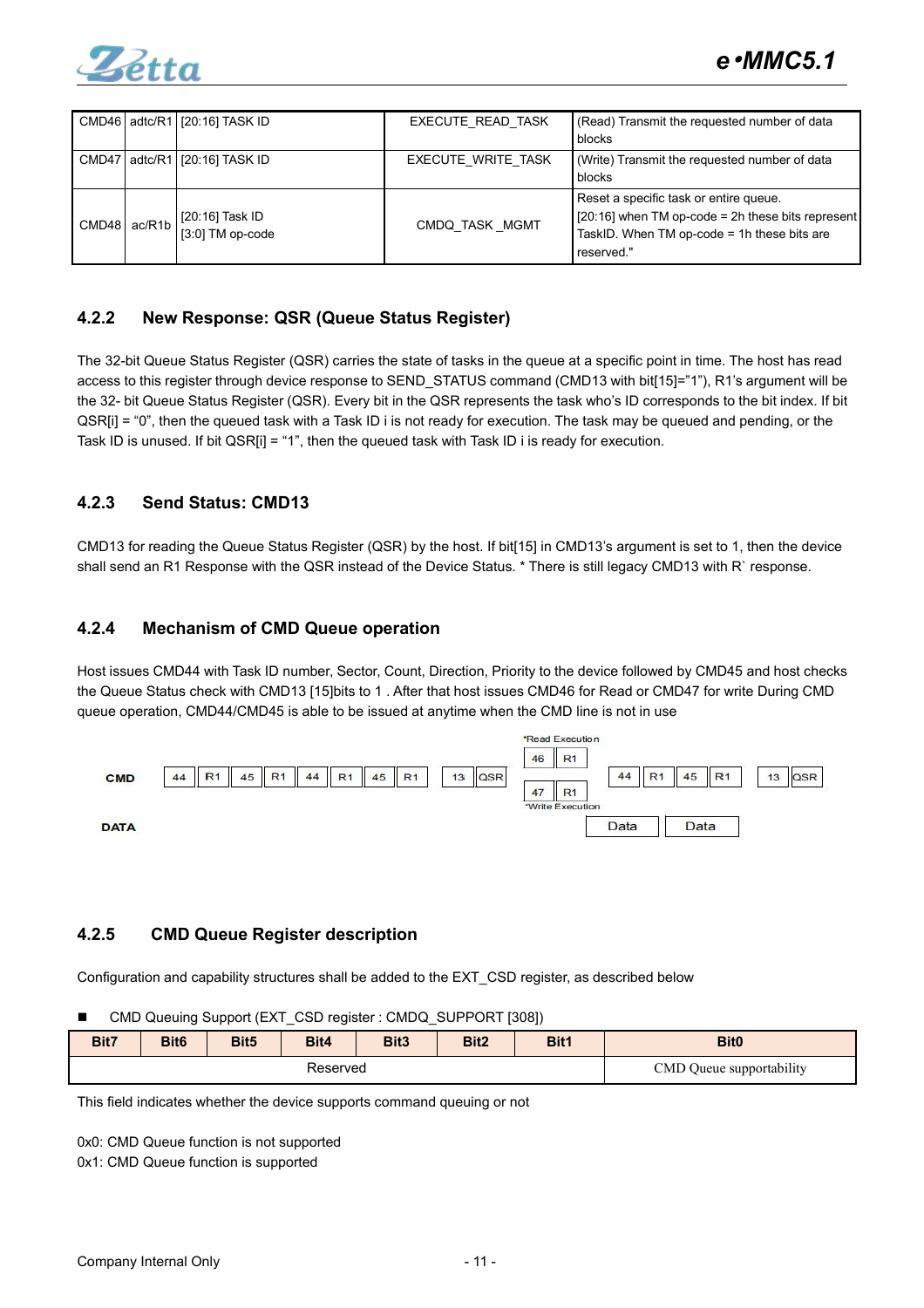| CMD46 | adtc/R1 | [20:16] TASK ID | EXECUTE_READ_TASK | (Read) Transmit the requested number of data blocks |
|---|---|---|---|---|
| CMD47 | adtc/R1 | [20:16] TASK ID | EXECUTE_WRITE_TASK | (Write) Transmit the requested number of data blocks |
| CMD48 | ac/R1b | [20:16] Task ID<br>[3:0] TM op-code | CMDQ_TASK _MGMT | Reset a specific task or entire queue.<br>[20:16] when TM op-code = 2h these bits represent TaskID. When TM op-code = 1h these bits are reserved." |

### 4.2.2 New Response: QSR (Queue Status Register)

The 32-bit Queue Status Register (QSR) carries the state of tasks in the queue at a specific point in time. The host has read access to this register through device response to SEND_STATUS command (CMD13 with bit[15]="1"), R1's argument will be the 32- bit Queue Status Register (QSR). Every bit in the QSR represents the task who's ID corresponds to the bit index. If bit QSR[i] = "0", then the queued task with a Task ID i is not ready for execution. The task may be queued and pending, or the Task ID is unused. If bit QSR[i] = "1", then the queued task with Task ID i is ready for execution.

### 4.2.3 Send Status: CMD13

CMD13 for reading the Queue Status Register (QSR) by the host. If bit[15] in CMD13's argument is set to 1, then the device shall send an R1 Response with the QSR instead of the Device Status. * There is still legacy CMD13 with R` response.

### 4.2.4 Mechanism of CMD Queue operation

Host issues CMD44 with Task ID number, Sector, Count, Direction, Priority to the device followed by CMD45 and host checks the Queue Status check with CMD13 [15]bits to 1 . After that host issues CMD46 for Read or CMD47 for write During CMD queue operation, CMD44/CMD45 is able to be issued at anytime when the CMD line is not in use

| | | | | | | | | | | | | | | | | | | |
|---|---|---|---|---|---|---|---|---|---|---|---|---|---|---|---|---|---|---|
| CMD | 44 | R1 | 45 | R1 | 44 | R1 | 45 | R1 | 13 | QSR | *Read Execution: 46 R1 / *Write Execution: 47 R1 | 44 | R1 | 45 | R1 | 13 | QSR |
| DATA | | | | | | | | | | | | Data | Data | | | | |

### 4.2.5 CMD Queue Register description

Configuration and capability structures shall be added to the EXT_CSD register, as described below

- CMD Queuing Support (EXT_CSD register : CMDQ_SUPPORT [308])

| Bit7 | Bit6 | Bit5 | Bit4 | Bit3 | Bit2 | Bit1 | Bit0 |
|---|---|---|---|---|---|---|---|
| Reserved | | | | | | | CMD Queue supportability |

This field indicates whether the device supports command queuing or not

0x0: CMD Queue function is not supported
0x1: CMD Queue function is supported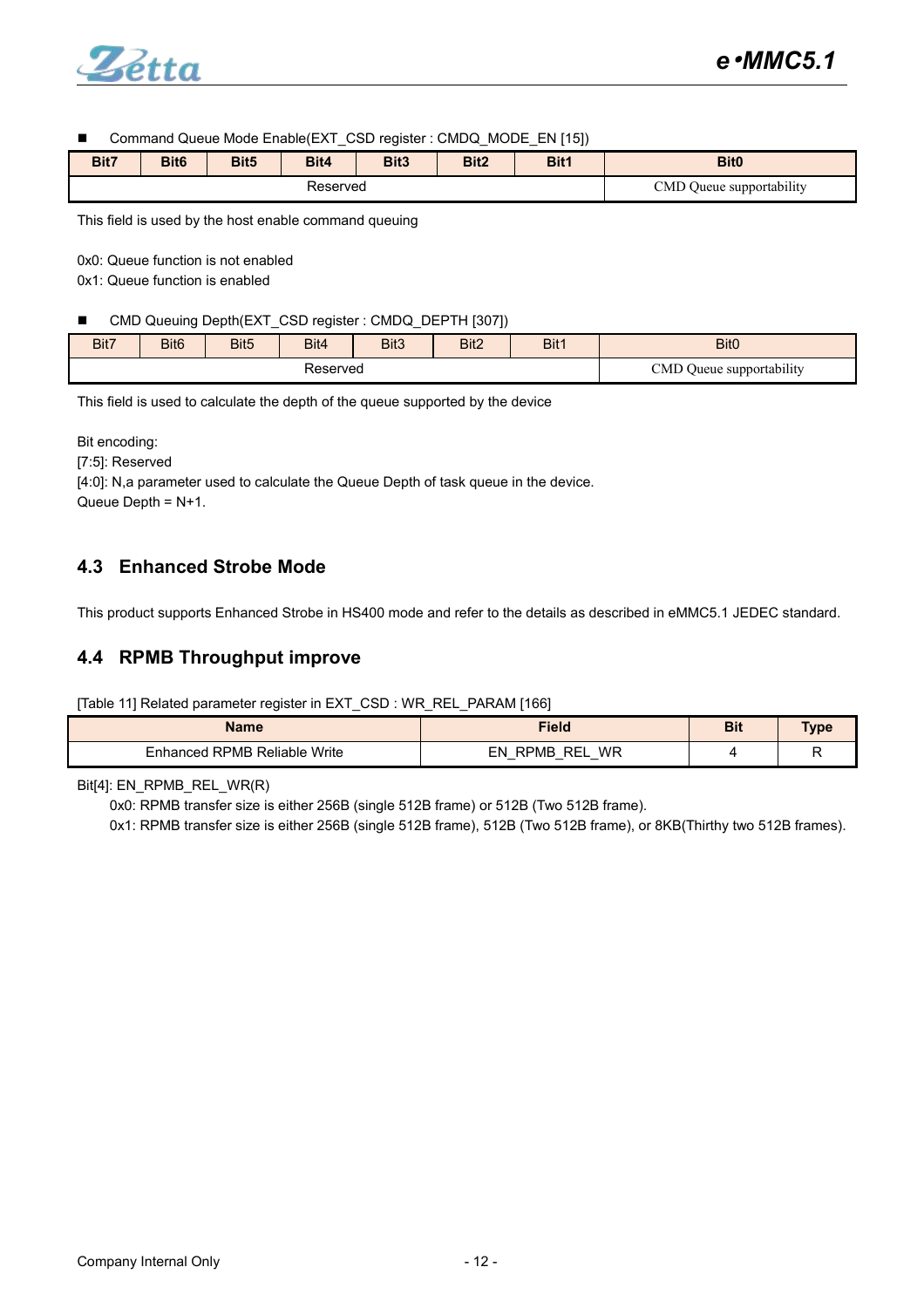- Command Queue Mode Enable(EXT_CSD register : CMDQ_MODE_EN [15])

| Bit7 | Bit6 | Bit5 | Bit4 | Bit3 | Bit2 | Bit1 | Bit0 |
|---|---|---|---|---|---|---|---|
| Reserved | | | | | | | CMD Queue supportability |

This field is used by the host enable command queuing

0x0: Queue function is not enabled
0x1: Queue function is enabled

- CMD Queuing Depth(EXT_CSD register : CMDQ_DEPTH [307])

| Bit7 | Bit6 | Bit5 | Bit4 | Bit3 | Bit2 | Bit1 | Bit0 |
|---|---|---|---|---|---|---|---|
| Reserved | | | | | | | CMD Queue supportability |

This field is used to calculate the depth of the queue supported by the device

Bit encoding:
[7:5]: Reserved
[4:0]: N,a parameter used to calculate the Queue Depth of task queue in the device.
Queue Depth = N+1.

## 4.3 Enhanced Strobe Mode

This product supports Enhanced Strobe in HS400 mode and refer to the details as described in eMMC5.1 JEDEC standard.

## 4.4 RPMB Throughput improve

[Table 11] Related parameter register in EXT_CSD : WR_REL_PARAM [166]

| Name | Field | Bit | Type |
|---|---|---|---|
| Enhanced RPMB Reliable Write | EN_RPMB_REL_WR | 4 | R |

Bit[4]: EN_RPMB_REL_WR(R)

0x0: RPMB transfer size is either 256B (single 512B frame) or 512B (Two 512B frame).

0x1: RPMB transfer size is either 256B (single 512B frame), 512B (Two 512B frame), or 8KB(Thirthy two 512B frames).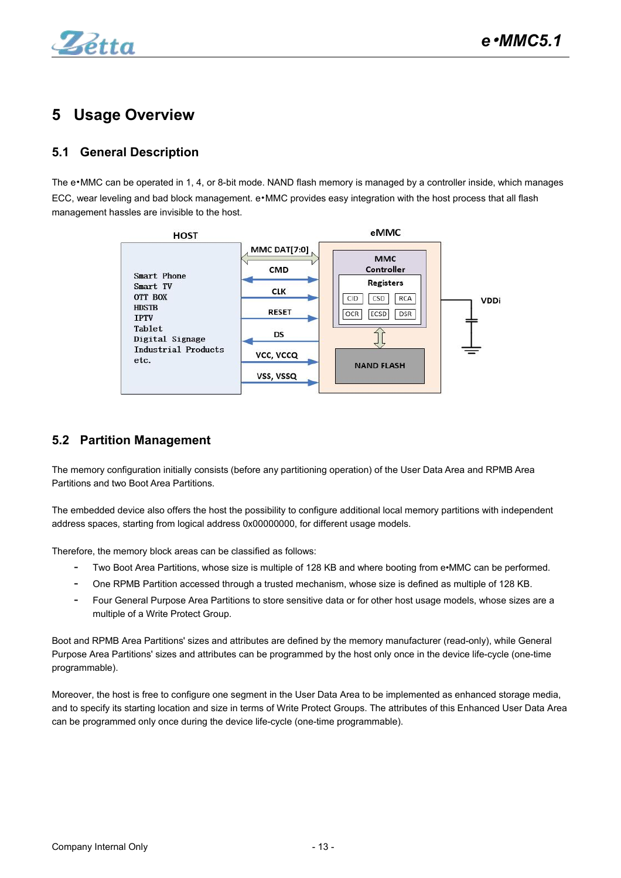# 5 Usage Overview

## 5.1 General Description

The e•MMC can be operated in 1, 4, or 8-bit mode. NAND flash memory is managed by a controller inside, which manages ECC, wear leveling and bad block management. e•MMC provides easy integration with the host process that all flash management hassles are invisible to the host.

## 5.2 Partition Management

The memory configuration initially consists (before any partitioning operation) of the User Data Area and RPMB Area Partitions and two Boot Area Partitions.

The embedded device also offers the host the possibility to configure additional local memory partitions with independent address spaces, starting from logical address 0x00000000, for different usage models.

Therefore, the memory block areas can be classified as follows:

- Two Boot Area Partitions, whose size is multiple of 128 KB and where booting from e•MMC can be performed.
- One RPMB Partition accessed through a trusted mechanism, whose size is defined as multiple of 128 KB.
- Four General Purpose Area Partitions to store sensitive data or for other host usage models, whose sizes are a multiple of a Write Protect Group.

Boot and RPMB Area Partitions' sizes and attributes are defined by the memory manufacturer (read-only), while General Purpose Area Partitions' sizes and attributes can be programmed by the host only once in the device life-cycle (one-time programmable).

Moreover, the host is free to configure one segment in the User Data Area to be implemented as enhanced storage media, and to specify its starting location and size in terms of Write Protect Groups. The attributes of this Enhanced User Data Area can be programmed only once during the device life-cycle (one-time programmable).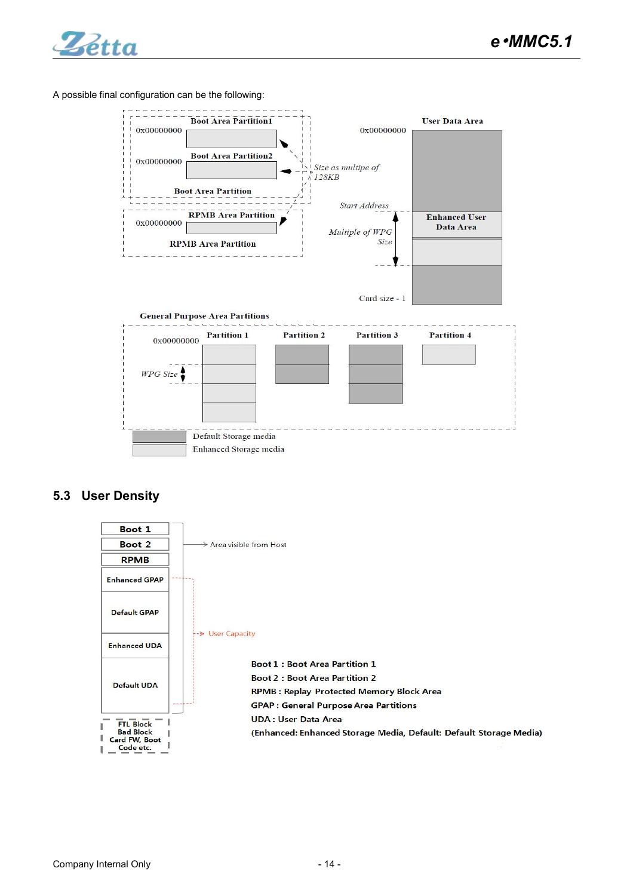A possible final configuration can be the following:

Boot Area Partition1

0x00000000

Boot Area Partition2

0x00000000

Boot Area Partition

RPMB Area Partition

0x00000000

RPMB Area Partition

User Data Area

0x00000000

*Size as multipe of 128KB*

*Start Address*

Enhanced User Data Area

*Multiple of WPG Size*

Card size - 1

General Purpose Area Partitions

0x00000000

Partition 1

Partition 2

Partition 3

Partition 4

*WPG Size*

Default Storage media

Enhanced Storage media

## 5.3 User Density

Boot 1

Boot 2

RPMB

Enhanced GPAP

Default GPAP

Enhanced UDA

Default UDA

FTL Block
Bad Block
Card FW, Boot
Code etc.

Area visible from Host

User Capacity

**Boot 1 : Boot Area Partition 1**

**Boot 2 : Boot Area Partition 2**

**RPMB : Replay Protected Memory Block Area**

**GPAP : General Purpose Area Partitions**

**UDA : User Data Area**

**(Enhanced: Enhanced Storage Media, Default: Default Storage Media)**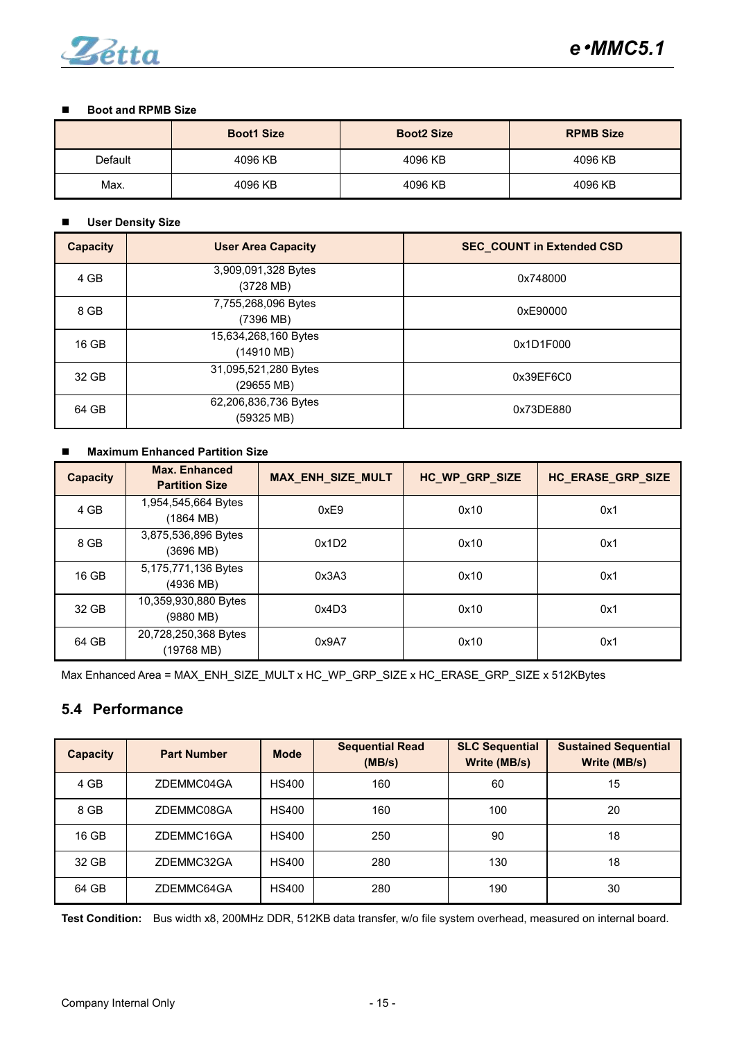- **Boot and RPMB Size**

| | Boot1 Size | Boot2 Size | RPMB Size |
|---|---|---|---|
| Default | 4096 KB | 4096 KB | 4096 KB |
| Max. | 4096 KB | 4096 KB | 4096 KB |

- **User Density Size**

| Capacity | User Area Capacity | SEC_COUNT in Extended CSD |
|---|---|---|
| 4 GB | 3,909,091,328 Bytes (3728 MB) | 0x748000 |
| 8 GB | 7,755,268,096 Bytes (7396 MB) | 0xE90000 |
| 16 GB | 15,634,268,160 Bytes (14910 MB) | 0x1D1F000 |
| 32 GB | 31,095,521,280 Bytes (29655 MB) | 0x39EF6C0 |
| 64 GB | 62,206,836,736 Bytes (59325 MB) | 0x73DE880 |

- **Maximum Enhanced Partition Size**

| Capacity | Max. Enhanced Partition Size | MAX_ENH_SIZE_MULT | HC_WP_GRP_SIZE | HC_ERASE_GRP_SIZE |
|---|---|---|---|---|
| 4 GB | 1,954,545,664 Bytes (1864 MB) | 0xE9 | 0x10 | 0x1 |
| 8 GB | 3,875,536,896 Bytes (3696 MB) | 0x1D2 | 0x10 | 0x1 |
| 16 GB | 5,175,771,136 Bytes (4936 MB) | 0x3A3 | 0x10 | 0x1 |
| 32 GB | 10,359,930,880 Bytes (9880 MB) | 0x4D3 | 0x10 | 0x1 |
| 64 GB | 20,728,250,368 Bytes (19768 MB) | 0x9A7 | 0x10 | 0x1 |

Max Enhanced Area = MAX_ENH_SIZE_MULT x HC_WP_GRP_SIZE x HC_ERASE_GRP_SIZE x 512KBytes

## 5.4 Performance

| Capacity | Part Number | Mode | Sequential Read (MB/s) | SLC Sequential Write (MB/s) | Sustained Sequential Write (MB/s) |
|---|---|---|---|---|---|
| 4 GB | ZDEMMC04GA | HS400 | 160 | 60 | 15 |
| 8 GB | ZDEMMC08GA | HS400 | 160 | 100 | 20 |
| 16 GB | ZDEMMC16GA | HS400 | 250 | 90 | 18 |
| 32 GB | ZDEMMC32GA | HS400 | 280 | 130 | 18 |
| 64 GB | ZDEMMC64GA | HS400 | 280 | 190 | 30 |

**Test Condition:** Bus width x8, 200MHz DDR, 512KB data transfer, w/o file system overhead, measured on internal board.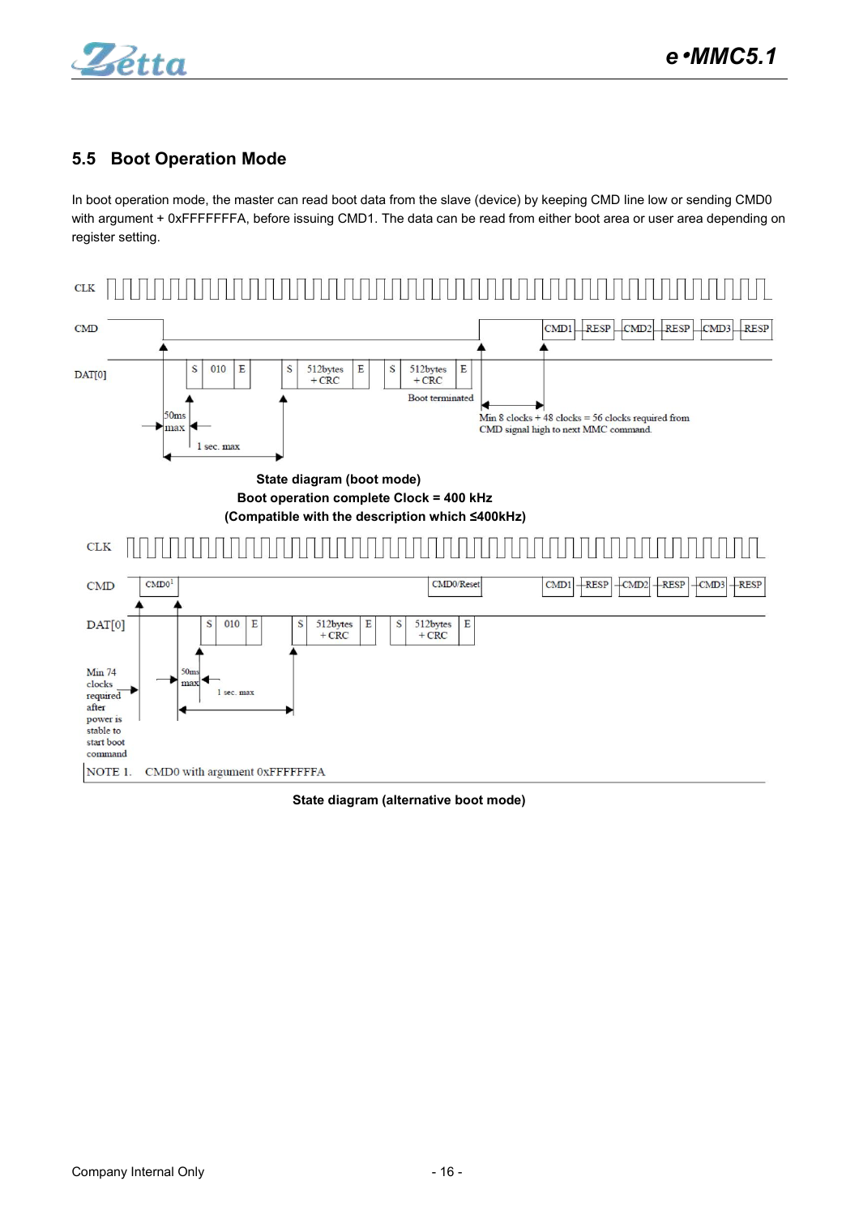## 5.5 Boot Operation Mode

In boot operation mode, the master can read boot data from the slave (device) by keeping CMD line low or sending CMD0 with argument + 0xFFFFFFFA, before issuing CMD1. The data can be read from either boot area or user area depending on register setting.

**State diagram (boot mode)**

**Boot operation complete Clock = 400 kHz**

**(Compatible with the description which ≤400kHz)**

NOTE 1. CMD0 with argument 0xFFFFFFFA

**State diagram (alternative boot mode)**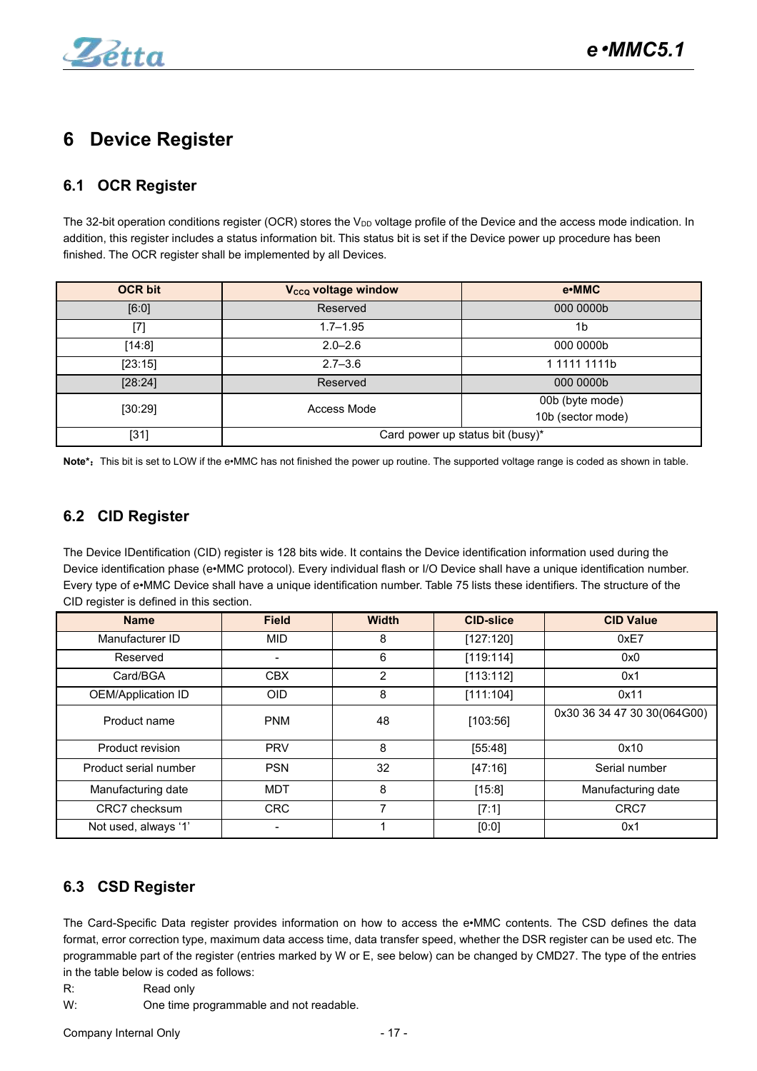# 6 Device Register

## 6.1 OCR Register

The 32-bit operation conditions register (OCR) stores the $V_{DD}$ voltage profile of the Device and the access mode indication. In addition, this register includes a status information bit. This status bit is set if the Device power up procedure has been finished. The OCR register shall be implemented by all Devices.

| OCR bit | $V_{CCQ}$ voltage window | e•MMC |
|---|---|---|
| [6:0] | Reserved | 000 0000b |
| [7] | 1.7–1.95 | 1b |
| [14:8] | 2.0–2.6 | 000 0000b |
| [23:15] | 2.7–3.6 | 1 1111 1111b |
| [28:24] | Reserved | 000 0000b |
| [30:29] | Access Mode | 00b (byte mode)<br>10b (sector mode) |
| [31] | Card power up status bit (busy)* | |

**Note***：This bit is set to LOW if the e•MMC has not finished the power up routine. The supported voltage range is coded as shown in table.

## 6.2 CID Register

The Device IDentification (CID) register is 128 bits wide. It contains the Device identification information used during the Device identification phase (e•MMC protocol). Every individual flash or I/O Device shall have a unique identification number. Every type of e•MMC Device shall have a unique identification number. Table 75 lists these identifiers. The structure of the CID register is defined in this section.

| Name | Field | Width | CID-slice | CID Value |
|---|---|---|---|---|
| Manufacturer ID | MID | 8 | [127:120] | 0xE7 |
| Reserved | - | 6 | [119:114] | 0x0 |
| Card/BGA | CBX | 2 | [113:112] | 0x1 |
| OEM/Application ID | OID | 8 | [111:104] | 0x11 |
| Product name | PNM | 48 | [103:56] | 0x30 36 34 47 30 30(064G00) |
| Product revision | PRV | 8 | [55:48] | 0x10 |
| Product serial number | PSN | 32 | [47:16] | Serial number |
| Manufacturing date | MDT | 8 | [15:8] | Manufacturing date |
| CRC7 checksum | CRC | 7 | [7:1] | CRC7 |
| Not used, always '1' | - | 1 | [0:0] | 0x1 |

## 6.3 CSD Register

The Card-Specific Data register provides information on how to access the e•MMC contents. The CSD defines the data format, error correction type, maximum data access time, data transfer speed, whether the DSR register can be used etc. The programmable part of the register (entries marked by W or E, see below) can be changed by CMD27. The type of the entries in the table below is coded as follows:

R: Read only

W: One time programmable and not readable.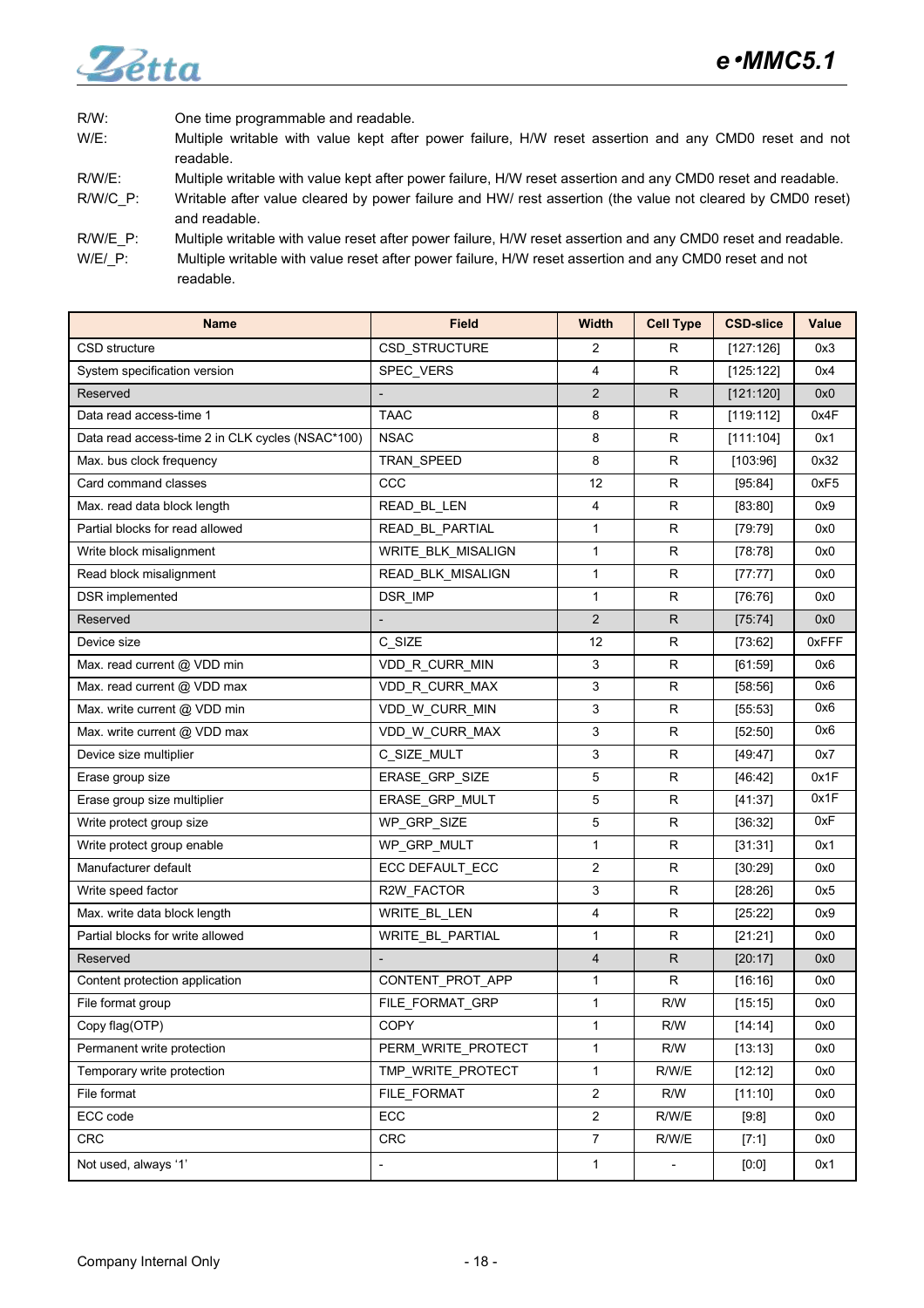R/W: One time programmable and readable.

W/E: Multiple writable with value kept after power failure, H/W reset assertion and any CMD0 reset and not readable.

R/W/E: Multiple writable with value kept after power failure, H/W reset assertion and any CMD0 reset and readable.

R/W/C_P: Writable after value cleared by power failure and HW/ rest assertion (the value not cleared by CMD0 reset) and readable.

R/W/E_P: Multiple writable with value reset after power failure, H/W reset assertion and any CMD0 reset and readable.

W/E/_P: Multiple writable with value reset after power failure, H/W reset assertion and any CMD0 reset and not readable.

| Name | Field | Width | Cell Type | CSD-slice | Value |
|---|---|---|---|---|---|
| CSD structure | CSD_STRUCTURE | 2 | R | [127:126] | 0x3 |
| System specification version | SPEC_VERS | 4 | R | [125:122] | 0x4 |
| Reserved | - | 2 | R | [121:120] | 0x0 |
| Data read access-time 1 | TAAC | 8 | R | [119:112] | 0x4F |
| Data read access-time 2 in CLK cycles (NSAC*100) | NSAC | 8 | R | [111:104] | 0x1 |
| Max. bus clock frequency | TRAN_SPEED | 8 | R | [103:96] | 0x32 |
| Card command classes | CCC | 12 | R | [95:84] | 0xF5 |
| Max. read data block length | READ_BL_LEN | 4 | R | [83:80] | 0x9 |
| Partial blocks for read allowed | READ_BL_PARTIAL | 1 | R | [79:79] | 0x0 |
| Write block misalignment | WRITE_BLK_MISALIGN | 1 | R | [78:78] | 0x0 |
| Read block misalignment | READ_BLK_MISALIGN | 1 | R | [77:77] | 0x0 |
| DSR implemented | DSR_IMP | 1 | R | [76:76] | 0x0 |
| Reserved | - | 2 | R | [75:74] | 0x0 |
| Device size | C_SIZE | 12 | R | [73:62] | 0xFFF |
| Max. read current @ VDD min | VDD_R_CURR_MIN | 3 | R | [61:59] | 0x6 |
| Max. read current @ VDD max | VDD_R_CURR_MAX | 3 | R | [58:56] | 0x6 |
| Max. write current @ VDD min | VDD_W_CURR_MIN | 3 | R | [55:53] | 0x6 |
| Max. write current @ VDD max | VDD_W_CURR_MAX | 3 | R | [52:50] | 0x6 |
| Device size multiplier | C_SIZE_MULT | 3 | R | [49:47] | 0x7 |
| Erase group size | ERASE_GRP_SIZE | 5 | R | [46:42] | 0x1F |
| Erase group size multiplier | ERASE_GRP_MULT | 5 | R | [41:37] | 0x1F |
| Write protect group size | WP_GRP_SIZE | 5 | R | [36:32] | 0xF |
| Write protect group enable | WP_GRP_MULT | 1 | R | [31:31] | 0x1 |
| Manufacturer default | ECC DEFAULT_ECC | 2 | R | [30:29] | 0x0 |
| Write speed factor | R2W_FACTOR | 3 | R | [28:26] | 0x5 |
| Max. write data block length | WRITE_BL_LEN | 4 | R | [25:22] | 0x9 |
| Partial blocks for write allowed | WRITE_BL_PARTIAL | 1 | R | [21:21] | 0x0 |
| Reserved | - | 4 | R | [20:17] | 0x0 |
| Content protection application | CONTENT_PROT_APP | 1 | R | [16:16] | 0x0 |
| File format group | FILE_FORMAT_GRP | 1 | R/W | [15:15] | 0x0 |
| Copy flag(OTP) | COPY | 1 | R/W | [14:14] | 0x0 |
| Permanent write protection | PERM_WRITE_PROTECT | 1 | R/W | [13:13] | 0x0 |
| Temporary write protection | TMP_WRITE_PROTECT | 1 | R/W/E | [12:12] | 0x0 |
| File format | FILE_FORMAT | 2 | R/W | [11:10] | 0x0 |
| ECC code | ECC | 2 | R/W/E | [9:8] | 0x0 |
| CRC | CRC | 7 | R/W/E | [7:1] | 0x0 |
| Not used, always '1' | - | 1 | - | [0:0] | 0x1 |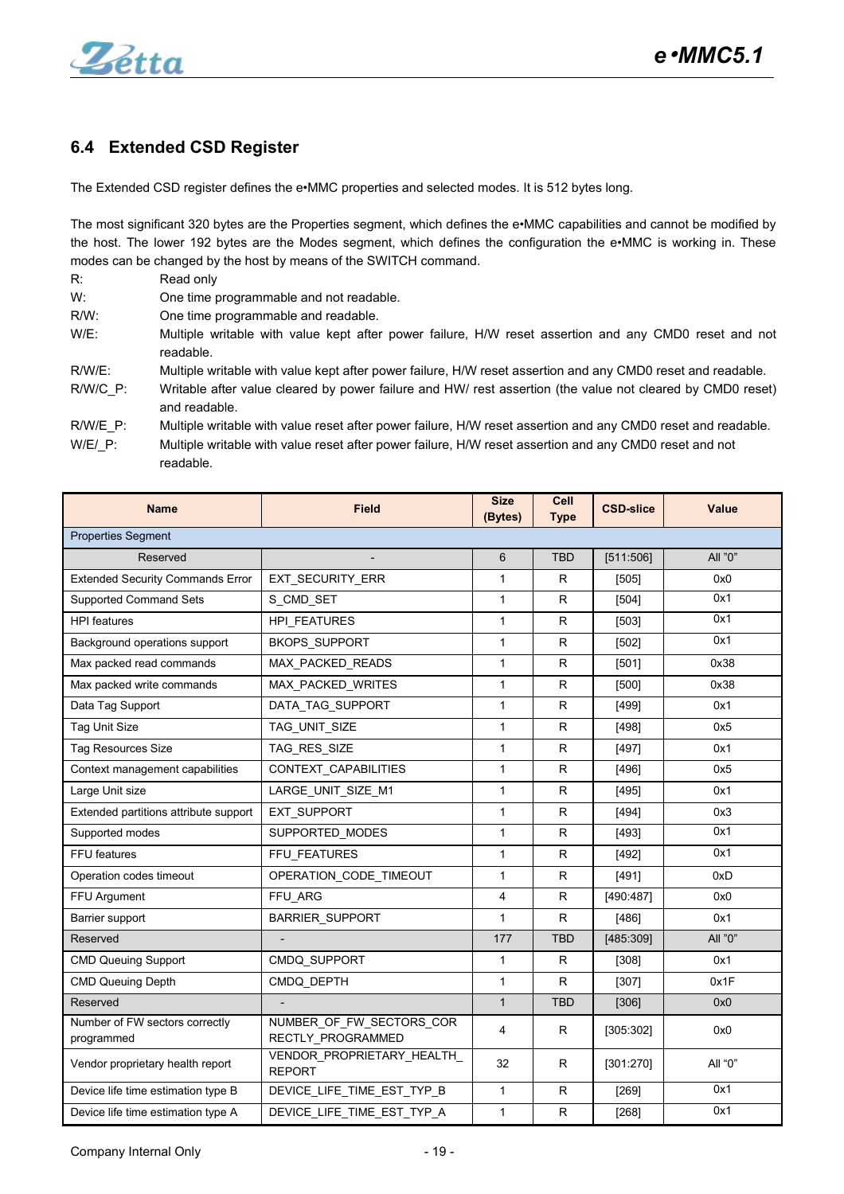## 6.4 Extended CSD Register

The Extended CSD register defines the e•MMC properties and selected modes. It is 512 bytes long.

The most significant 320 bytes are the Properties segment, which defines the e•MMC capabilities and cannot be modified by the host. The lower 192 bytes are the Modes segment, which defines the configuration the e•MMC is working in. These modes can be changed by the host by means of the SWITCH command.

- R: Read only
- W: One time programmable and not readable.
- R/W: One time programmable and readable.
- W/E: Multiple writable with value kept after power failure, H/W reset assertion and any CMD0 reset and not readable.
- R/W/E: Multiple writable with value kept after power failure, H/W reset assertion and any CMD0 reset and readable.
- R/W/C_P: Writable after value cleared by power failure and HW/ rest assertion (the value not cleared by CMD0 reset) and readable.
- R/W/E_P: Multiple writable with value reset after power failure, H/W reset assertion and any CMD0 reset and readable.
- W/E/_P: Multiple writable with value reset after power failure, H/W reset assertion and any CMD0 reset and not readable.

| Name | Field | Size (Bytes) | Cell Type | CSD-slice | Value |
|---|---|---|---|---|---|
| Properties Segment | | | | | |
| Reserved | - | 6 | TBD | [511:506] | All "0" |
| Extended Security Commands Error | EXT_SECURITY_ERR | 1 | R | [505] | 0x0 |
| Supported Command Sets | S_CMD_SET | 1 | R | [504] | 0x1 |
| HPI features | HPI_FEATURES | 1 | R | [503] | 0x1 |
| Background operations support | BKOPS_SUPPORT | 1 | R | [502] | 0x1 |
| Max packed read commands | MAX_PACKED_READS | 1 | R | [501] | 0x38 |
| Max packed write commands | MAX_PACKED_WRITES | 1 | R | [500] | 0x38 |
| Data Tag Support | DATA_TAG_SUPPORT | 1 | R | [499] | 0x1 |
| Tag Unit Size | TAG_UNIT_SIZE | 1 | R | [498] | 0x5 |
| Tag Resources Size | TAG_RES_SIZE | 1 | R | [497] | 0x1 |
| Context management capabilities | CONTEXT_CAPABILITIES | 1 | R | [496] | 0x5 |
| Large Unit size | LARGE_UNIT_SIZE_M1 | 1 | R | [495] | 0x1 |
| Extended partitions attribute support | EXT_SUPPORT | 1 | R | [494] | 0x3 |
| Supported modes | SUPPORTED_MODES | 1 | R | [493] | 0x1 |
| FFU features | FFU_FEATURES | 1 | R | [492] | 0x1 |
| Operation codes timeout | OPERATION_CODE_TIMEOUT | 1 | R | [491] | 0xD |
| FFU Argument | FFU_ARG | 4 | R | [490:487] | 0x0 |
| Barrier support | BARRIER_SUPPORT | 1 | R | [486] | 0x1 |
| Reserved | - | 177 | TBD | [485:309] | All "0" |
| CMD Queuing Support | CMDQ_SUPPORT | 1 | R | [308] | 0x1 |
| CMD Queuing Depth | CMDQ_DEPTH | 1 | R | [307] | 0x1F |
| Reserved | - | 1 | TBD | [306] | 0x0 |
| Number of FW sectors correctly programmed | NUMBER_OF_FW_SECTORS_CORRECTLY_PROGRAMMED | 4 | R | [305:302] | 0x0 |
| Vendor proprietary health report | VENDOR_PROPRIETARY_HEALTH_REPORT | 32 | R | [301:270] | All "0" |
| Device life time estimation type B | DEVICE_LIFE_TIME_EST_TYP_B | 1 | R | [269] | 0x1 |
| Device life time estimation type A | DEVICE_LIFE_TIME_EST_TYP_A | 1 | R | [268] | 0x1 |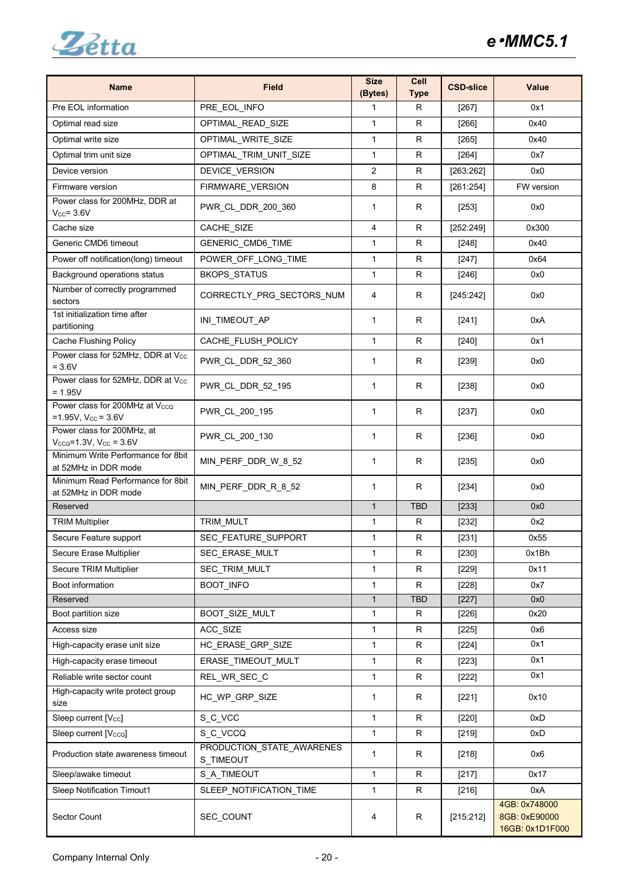| Name | Field | Size (Bytes) | Cell Type | CSD-slice | Value |
|---|---|---|---|---|---|
| Pre EOL information | PRE_EOL_INFO | 1 | R | [267] | 0x1 |
| Optimal read size | OPTIMAL_READ_SIZE | 1 | R | [266] | 0x40 |
| Optimal write size | OPTIMAL_WRITE_SIZE | 1 | R | [265] | 0x40 |
| Optimal trim unit size | OPTIMAL_TRIM_UNIT_SIZE | 1 | R | [264] | 0x7 |
| Device version | DEVICE_VERSION | 2 | R | [263:262] | 0x0 |
| Firmware version | FIRMWARE_VERSION | 8 | R | [261:254] | FW version |
| Power class for 200MHz, DDR at $V_{CC}$= 3.6V | PWR_CL_DDR_200_360 | 1 | R | [253] | 0x0 |
| Cache size | CACHE_SIZE | 4 | R | [252:249] | 0x300 |
| Generic CMD6 timeout | GENERIC_CMD6_TIME | 1 | R | [248] | 0x40 |
| Power off notification(long) timeout | POWER_OFF_LONG_TIME | 1 | R | [247] | 0x64 |
| Background operations status | BKOPS_STATUS | 1 | R | [246] | 0x0 |
| Number of correctly programmed sectors | CORRECTLY_PRG_SECTORS_NUM | 4 | R | [245:242] | 0x0 |
| 1st initialization time after partitioning | INI_TIMEOUT_AP | 1 | R | [241] | 0xA |
| Cache Flushing Policy | CACHE_FLUSH_POLICY | 1 | R | [240] | 0x1 |
| Power class for 52MHz, DDR at $V_{CC}$ = 3.6V | PWR_CL_DDR_52_360 | 1 | R | [239] | 0x0 |
| Power class for 52MHz, DDR at $V_{CC}$ = 1.95V | PWR_CL_DDR_52_195 | 1 | R | [238] | 0x0 |
| Power class for 200MHz at $V_{CCQ}$ =1.95V, $V_{CC}$ = 3.6V | PWR_CL_200_195 | 1 | R | [237] | 0x0 |
| Power class for 200MHz, at $V_{CCQ}$=1.3V, $V_{CC}$ = 3.6V | PWR_CL_200_130 | 1 | R | [236] | 0x0 |
| Minimum Write Performance for 8bit at 52MHz in DDR mode | MIN_PERF_DDR_W_8_52 | 1 | R | [235] | 0x0 |
| Minimum Read Performance for 8bit at 52MHz in DDR mode | MIN_PERF_DDR_R_8_52 | 1 | R | [234] | 0x0 |
| Reserved | | 1 | TBD | [233] | 0x0 |
| TRIM Multiplier | TRIM_MULT | 1 | R | [232] | 0x2 |
| Secure Feature support | SEC_FEATURE_SUPPORT | 1 | R | [231] | 0x55 |
| Secure Erase Multiplier | SEC_ERASE_MULT | 1 | R | [230] | 0x1Bh |
| Secure TRIM Multiplier | SEC_TRIM_MULT | 1 | R | [229] | 0x11 |
| Boot information | BOOT_INFO | 1 | R | [228] | 0x7 |
| Reserved | | 1 | TBD | [227] | 0x0 |
| Boot partition size | BOOT_SIZE_MULT | 1 | R | [226] | 0x20 |
| Access size | ACC_SIZE | 1 | R | [225] | 0x6 |
| High-capacity erase unit size | HC_ERASE_GRP_SIZE | 1 | R | [224] | 0x1 |
| High-capacity erase timeout | ERASE_TIMEOUT_MULT | 1 | R | [223] | 0x1 |
| Reliable write sector count | REL_WR_SEC_C | 1 | R | [222] | 0x1 |
| High-capacity write protect group size | HC_WP_GRP_SIZE | 1 | R | [221] | 0x10 |
| Sleep current [$V_{CC}$] | S_C_VCC | 1 | R | [220] | 0xD |
| Sleep current [$V_{CCQ}$] | S_C_VCCQ | 1 | R | [219] | 0xD |
| Production state awareness timeout | PRODUCTION_STATE_AWARENESS_TIMEOUT | 1 | R | [218] | 0x6 |
| Sleep/awake timeout | S_A_TIMEOUT | 1 | R | [217] | 0x17 |
| Sleep Notification Timout1 | SLEEP_NOTIFICATION_TIME | 1 | R | [216] | 0xA |
| Sector Count | SEC_COUNT | 4 | R | [215:212] | 4GB: 0x748000<br>8GB: 0xE90000<br>16GB: 0x1D1F000 |

Company Internal Only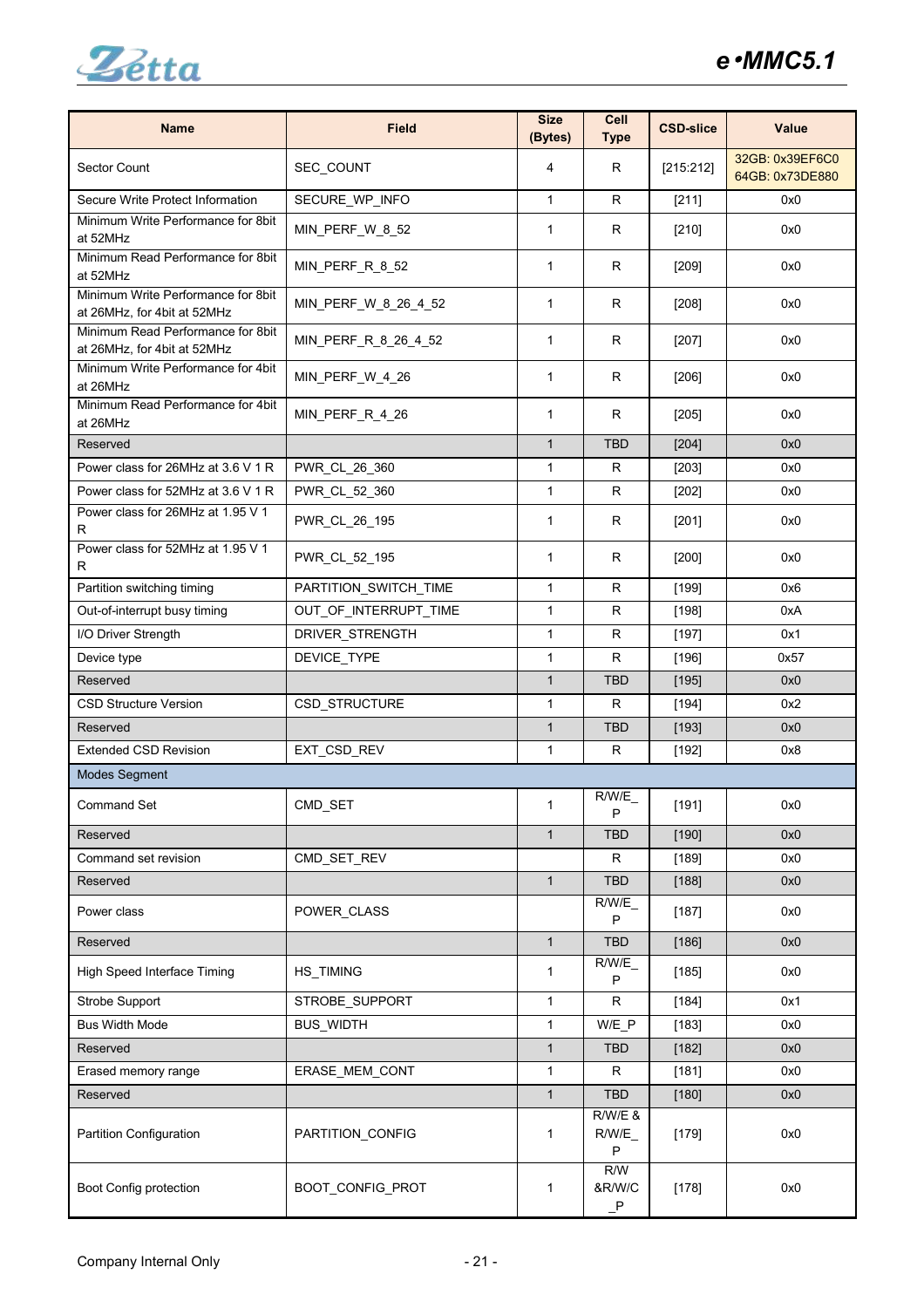| Name | Field | Size (Bytes) | Cell Type | CSD-slice | Value |
|---|---|---|---|---|---|
| Sector Count | SEC_COUNT | 4 | R | [215:212] | 32GB: 0x39EF6C0 64GB: 0x73DE880 |
| Secure Write Protect Information | SECURE_WP_INFO | 1 | R | [211] | 0x0 |
| Minimum Write Performance for 8bit at 52MHz | MIN_PERF_W_8_52 | 1 | R | [210] | 0x0 |
| Minimum Read Performance for 8bit at 52MHz | MIN_PERF_R_8_52 | 1 | R | [209] | 0x0 |
| Minimum Write Performance for 8bit at 26MHz, for 4bit at 52MHz | MIN_PERF_W_8_26_4_52 | 1 | R | [208] | 0x0 |
| Minimum Read Performance for 8bit at 26MHz, for 4bit at 52MHz | MIN_PERF_R_8_26_4_52 | 1 | R | [207] | 0x0 |
| Minimum Write Performance for 4bit at 26MHz | MIN_PERF_W_4_26 | 1 | R | [206] | 0x0 |
| Minimum Read Performance for 4bit at 26MHz | MIN_PERF_R_4_26 | 1 | R | [205] | 0x0 |
| Reserved | | 1 | TBD | [204] | 0x0 |
| Power class for 26MHz at 3.6 V 1 R | PWR_CL_26_360 | 1 | R | [203] | 0x0 |
| Power class for 52MHz at 3.6 V 1 R | PWR_CL_52_360 | 1 | R | [202] | 0x0 |
| Power class for 26MHz at 1.95 V 1 R | PWR_CL_26_195 | 1 | R | [201] | 0x0 |
| Power class for 52MHz at 1.95 V 1 R | PWR_CL_52_195 | 1 | R | [200] | 0x0 |
| Partition switching timing | PARTITION_SWITCH_TIME | 1 | R | [199] | 0x6 |
| Out-of-interrupt busy timing | OUT_OF_INTERRUPT_TIME | 1 | R | [198] | 0xA |
| I/O Driver Strength | DRIVER_STRENGTH | 1 | R | [197] | 0x1 |
| Device type | DEVICE_TYPE | 1 | R | [196] | 0x57 |
| Reserved | | 1 | TBD | [195] | 0x0 |
| CSD Structure Version | CSD_STRUCTURE | 1 | R | [194] | 0x2 |
| Reserved | | 1 | TBD | [193] | 0x0 |
| Extended CSD Revision | EXT_CSD_REV | 1 | R | [192] | 0x8 |
| Modes Segment | | | | | |
| Command Set | CMD_SET | 1 | R/W/E_P | [191] | 0x0 |
| Reserved | | 1 | TBD | [190] | 0x0 |
| Command set revision | CMD_SET_REV | | R | [189] | 0x0 |
| Reserved | | 1 | TBD | [188] | 0x0 |
| Power class | POWER_CLASS | | R/W/E_P | [187] | 0x0 |
| Reserved | | 1 | TBD | [186] | 0x0 |
| High Speed Interface Timing | HS_TIMING | 1 | R/W/E_P | [185] | 0x0 |
| Strobe Support | STROBE_SUPPORT | 1 | R | [184] | 0x1 |
| Bus Width Mode | BUS_WIDTH | 1 | W/E_P | [183] | 0x0 |
| Reserved | | 1 | TBD | [182] | 0x0 |
| Erased memory range | ERASE_MEM_CONT | 1 | R | [181] | 0x0 |
| Reserved | | 1 | TBD | [180] | 0x0 |
| Partition Configuration | PARTITION_CONFIG | 1 | R/W/E & R/W/E_P | [179] | 0x0 |
| Boot Config protection | BOOT_CONFIG_PROT | 1 | R/W &R/W/C_P | [178] | 0x0 |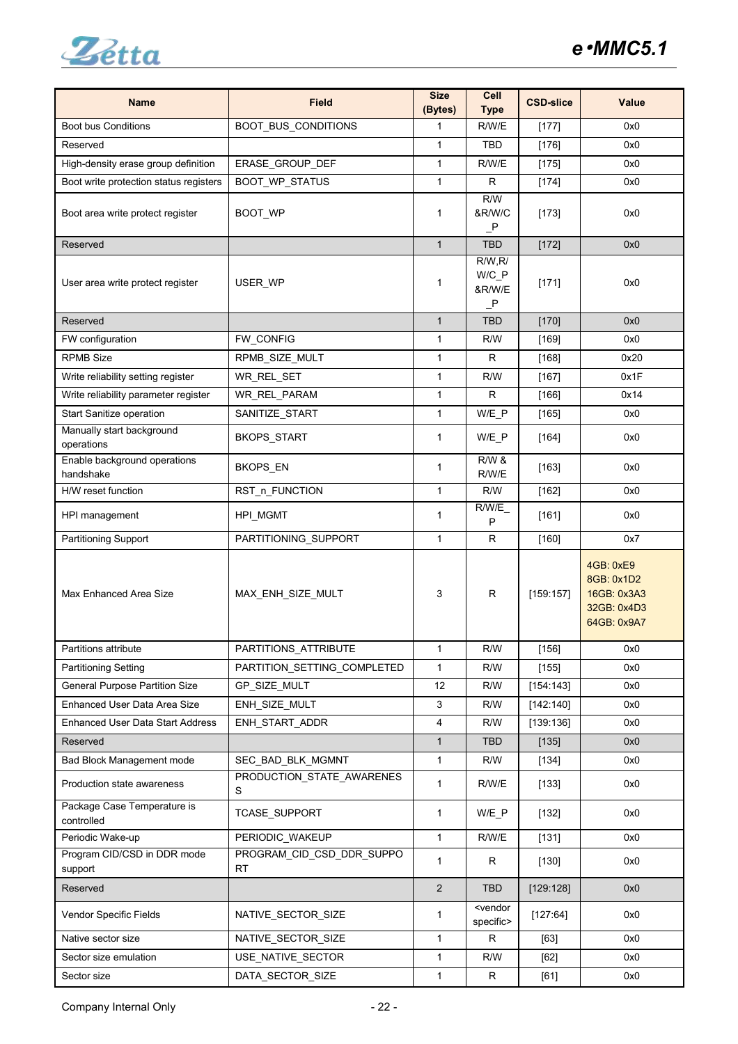| Name | Field | Size (Bytes) | Cell Type | CSD-slice | Value |
|---|---|---|---|---|---|
| Boot bus Conditions | BOOT_BUS_CONDITIONS | 1 | R/W/E | [177] | 0x0 |
| Reserved | | 1 | TBD | [176] | 0x0 |
| High-density erase group definition | ERASE_GROUP_DEF | 1 | R/W/E | [175] | 0x0 |
| Boot write protection status registers | BOOT_WP_STATUS | 1 | R | [174] | 0x0 |
| Boot area write protect register | BOOT_WP | 1 | R/W &R/W/C _P | [173] | 0x0 |
| Reserved | | 1 | TBD | [172] | 0x0 |
| User area write protect register | USER_WP | 1 | R/W,R/ W/C_P &R/W/E _P | [171] | 0x0 |
| Reserved | | 1 | TBD | [170] | 0x0 |
| FW configuration | FW_CONFIG | 1 | R/W | [169] | 0x0 |
| RPMB Size | RPMB_SIZE_MULT | 1 | R | [168] | 0x20 |
| Write reliability setting register | WR_REL_SET | 1 | R/W | [167] | 0x1F |
| Write reliability parameter register | WR_REL_PARAM | 1 | R | [166] | 0x14 |
| Start Sanitize operation | SANITIZE_START | 1 | W/E_P | [165] | 0x0 |
| Manually start background operations | BKOPS_START | 1 | W/E_P | [164] | 0x0 |
| Enable background operations handshake | BKOPS_EN | 1 | R/W & R/W/E | [163] | 0x0 |
| H/W reset function | RST_n_FUNCTION | 1 | R/W | [162] | 0x0 |
| HPI management | HPI_MGMT | 1 | R/W/E_P | [161] | 0x0 |
| Partitioning Support | PARTITIONING_SUPPORT | 1 | R | [160] | 0x7 |
| Max Enhanced Area Size | MAX_ENH_SIZE_MULT | 3 | R | [159:157] | 4GB: 0xE9<br>8GB: 0x1D2<br>16GB: 0x3A3<br>32GB: 0x4D3<br>64GB: 0x9A7 |
| Partitions attribute | PARTITIONS_ATTRIBUTE | 1 | R/W | [156] | 0x0 |
| Partitioning Setting | PARTITION_SETTING_COMPLETED | 1 | R/W | [155] | 0x0 |
| General Purpose Partition Size | GP_SIZE_MULT | 12 | R/W | [154:143] | 0x0 |
| Enhanced User Data Area Size | ENH_SIZE_MULT | 3 | R/W | [142:140] | 0x0 |
| Enhanced User Data Start Address | ENH_START_ADDR | 4 | R/W | [139:136] | 0x0 |
| Reserved | | 1 | TBD | [135] | 0x0 |
| Bad Block Management mode | SEC_BAD_BLK_MGMNT | 1 | R/W | [134] | 0x0 |
| Production state awareness | PRODUCTION_STATE_AWARENESS | 1 | R/W/E | [133] | 0x0 |
| Package Case Temperature is controlled | TCASE_SUPPORT | 1 | W/E_P | [132] | 0x0 |
| Periodic Wake-up | PERIODIC_WAKEUP | 1 | R/W/E | [131] | 0x0 |
| Program CID/CSD in DDR mode support | PROGRAM_CID_CSD_DDR_SUPPORT | 1 | R | [130] | 0x0 |
| Reserved | | 2 | TBD | [129:128] | 0x0 |
| Vendor Specific Fields | NATIVE_SECTOR_SIZE | 1 | <vendor specific> | [127:64] | 0x0 |
| Native sector size | NATIVE_SECTOR_SIZE | 1 | R | [63] | 0x0 |
| Sector size emulation | USE_NATIVE_SECTOR | 1 | R/W | [62] | 0x0 |
| Sector size | DATA_SECTOR_SIZE | 1 | R | [61] | 0x0 |

Company Internal Only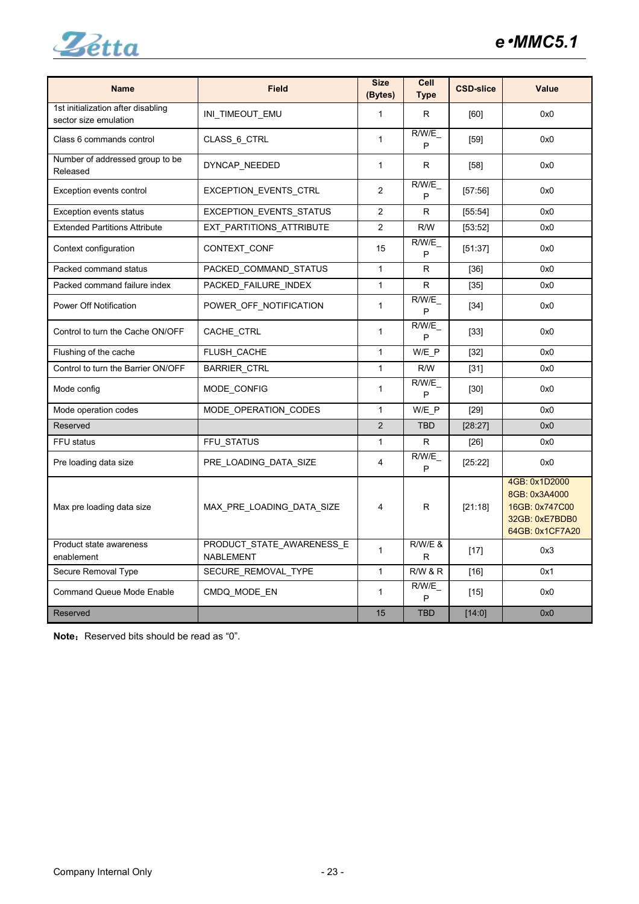| Name | Field | Size (Bytes) | Cell Type | CSD-slice | Value |
|---|---|---|---|---|---|
| 1st initialization after disabling sector size emulation | INI_TIMEOUT_EMU | 1 | R | [60] | 0x0 |
| Class 6 commands control | CLASS_6_CTRL | 1 | R/W/E_P | [59] | 0x0 |
| Number of addressed group to be Released | DYNCAP_NEEDED | 1 | R | [58] | 0x0 |
| Exception events control | EXCEPTION_EVENTS_CTRL | 2 | R/W/E_P | [57:56] | 0x0 |
| Exception events status | EXCEPTION_EVENTS_STATUS | 2 | R | [55:54] | 0x0 |
| Extended Partitions Attribute | EXT_PARTITIONS_ATTRIBUTE | 2 | R/W | [53:52] | 0x0 |
| Context configuration | CONTEXT_CONF | 15 | R/W/E_P | [51:37] | 0x0 |
| Packed command status | PACKED_COMMAND_STATUS | 1 | R | [36] | 0x0 |
| Packed command failure index | PACKED_FAILURE_INDEX | 1 | R | [35] | 0x0 |
| Power Off Notification | POWER_OFF_NOTIFICATION | 1 | R/W/E_P | [34] | 0x0 |
| Control to turn the Cache ON/OFF | CACHE_CTRL | 1 | R/W/E_P | [33] | 0x0 |
| Flushing of the cache | FLUSH_CACHE | 1 | W/E_P | [32] | 0x0 |
| Control to turn the Barrier ON/OFF | BARRIER_CTRL | 1 | R/W | [31] | 0x0 |
| Mode config | MODE_CONFIG | 1 | R/W/E_P | [30] | 0x0 |
| Mode operation codes | MODE_OPERATION_CODES | 1 | W/E_P | [29] | 0x0 |
| Reserved | | 2 | TBD | [28:27] | 0x0 |
| FFU status | FFU_STATUS | 1 | R | [26] | 0x0 |
| Pre loading data size | PRE_LOADING_DATA_SIZE | 4 | R/W/E_P | [25:22] | 0x0 |
| Max pre loading data size | MAX_PRE_LOADING_DATA_SIZE | 4 | R | [21:18] | 4GB: 0x1D2000<br>8GB: 0x3A4000<br>16GB: 0x747C00<br>32GB: 0xE7BDB0<br>64GB: 0x1CF7A20 |
| Product state awareness enablement | PRODUCT_STATE_AWARENESS_ENABLEMENT | 1 | R/W/E & R | [17] | 0x3 |
| Secure Removal Type | SECURE_REMOVAL_TYPE | 1 | R/W & R | [16] | 0x1 |
| Command Queue Mode Enable | CMDQ_MODE_EN | 1 | R/W/E_P | [15] | 0x0 |
| Reserved | | 15 | TBD | [14:0] | 0x0 |

**Note：** Reserved bits should be read as "0".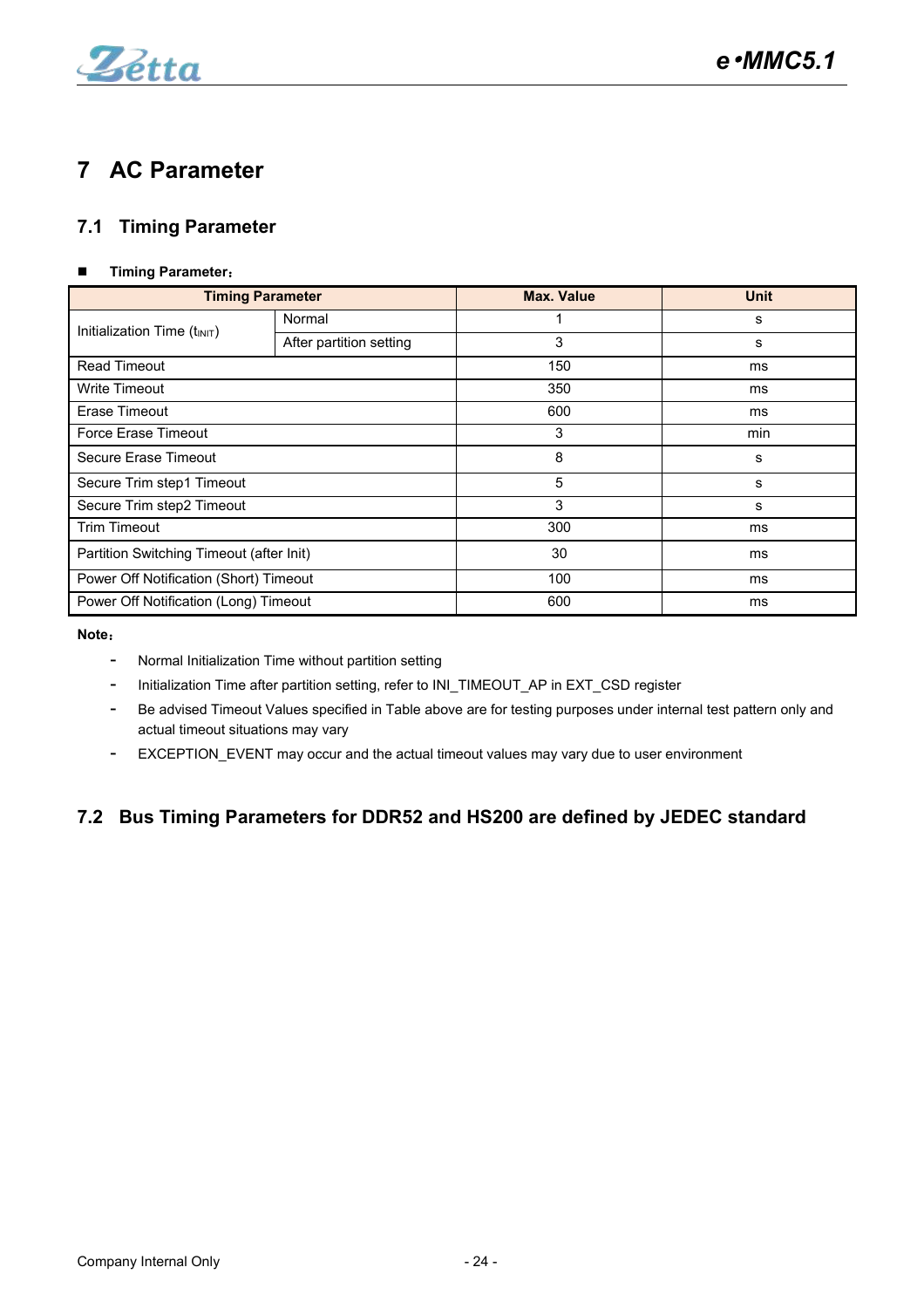# 7 AC Parameter

## 7.1 Timing Parameter

- **Timing Parameter：**

| Timing Parameter | | Max. Value | Unit |
|---|---|---|---|
| Initialization Time ($t_{INIT}$) | Normal | 1 | s |
| | After partition setting | 3 | s |
| Read Timeout | | 150 | ms |
| Write Timeout | | 350 | ms |
| Erase Timeout | | 600 | ms |
| Force Erase Timeout | | 3 | min |
| Secure Erase Timeout | | 8 | s |
| Secure Trim step1 Timeout | | 5 | s |
| Secure Trim step2 Timeout | | 3 | s |
| Trim Timeout | | 300 | ms |
| Partition Switching Timeout (after Init) | | 30 | ms |
| Power Off Notification (Short) Timeout | | 100 | ms |
| Power Off Notification (Long) Timeout | | 600 | ms |

**Note：**

- Normal Initialization Time without partition setting
- Initialization Time after partition setting, refer to INI_TIMEOUT_AP in EXT_CSD register
- Be advised Timeout Values specified in Table above are for testing purposes under internal test pattern only and actual timeout situations may vary
- EXCEPTION_EVENT may occur and the actual timeout values may vary due to user environment

## 7.2 Bus Timing Parameters for DDR52 and HS200 are defined by JEDEC standard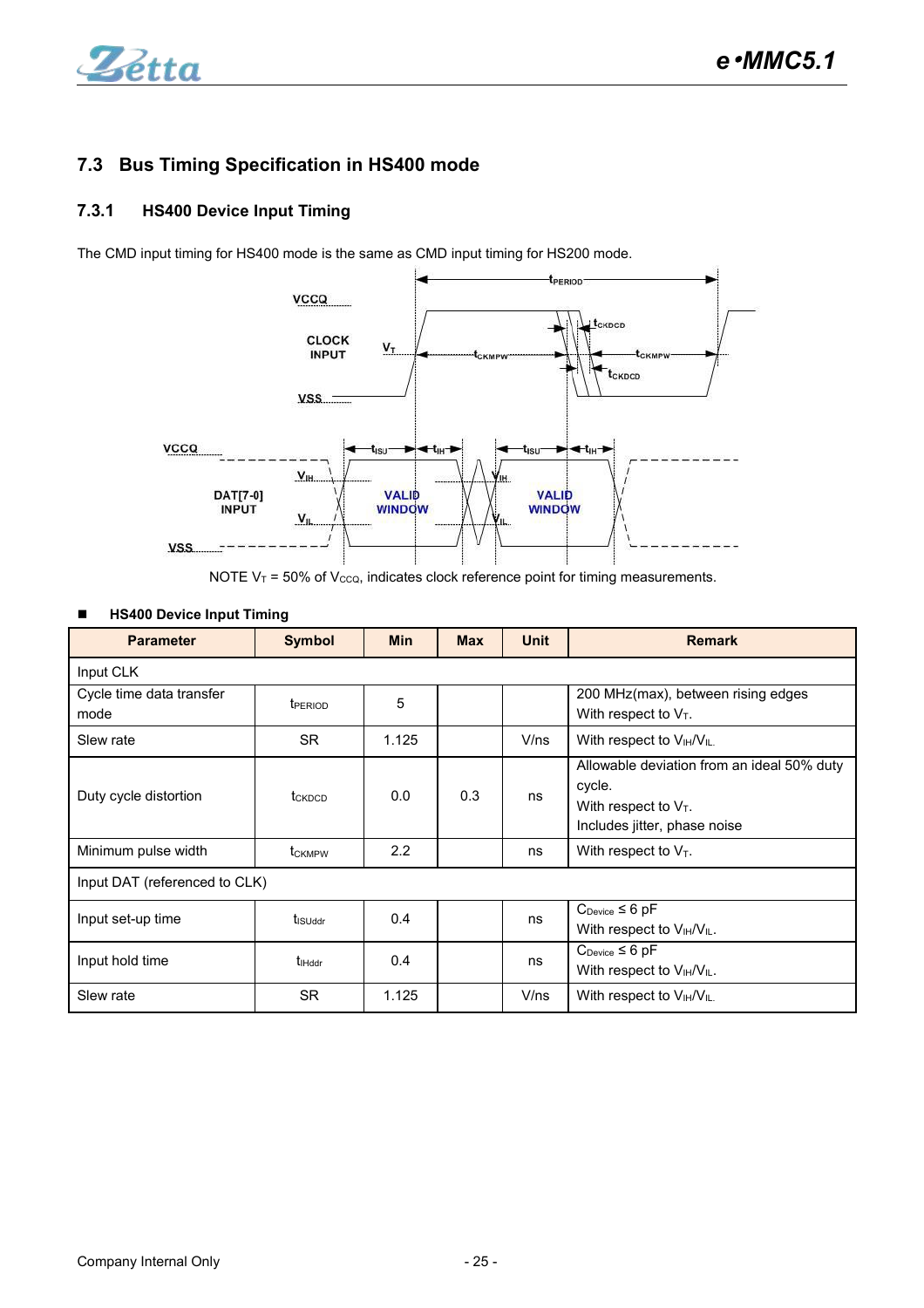## 7.3 Bus Timing Specification in HS400 mode

### 7.3.1 HS400 Device Input Timing

The CMD input timing for HS400 mode is the same as CMD input timing for HS200 mode.

NOTE $V_T$ = 50% of $V_{CCQ}$, indicates clock reference point for timing measurements.

■ **HS400 Device Input Timing**

| Parameter | Symbol | Min | Max | Unit | Remark |
|---|---|---|---|---|---|
| Input CLK | | | | | |
| Cycle time data transfer mode | $t_{PERIOD}$ | 5 | | | 200 MHz(max), between rising edges With respect to $V_T$. |
| Slew rate | SR | 1.125 | | V/ns | With respect to $V_{IH}/V_{IL}$. |
| Duty cycle distortion | $t_{CKDCD}$ | 0.0 | 0.3 | ns | Allowable deviation from an ideal 50% duty cycle. With respect to $V_T$. Includes jitter, phase noise |
| Minimum pulse width | $t_{CKMPW}$ | 2.2 | | ns | With respect to $V_T$. |
| Input DAT (referenced to CLK) | | | | | |
| Input set-up time | $t_{ISUddr}$ | 0.4 | | ns | $C_{Device} \le 6$ pF With respect to $V_{IH}/V_{IL}$. |
| Input hold time | $t_{IHddr}$ | 0.4 | | ns | $C_{Device} \le 6$ pF With respect to $V_{IH}/V_{IL}$. |
| Slew rate | SR | 1.125 | | V/ns | With respect to $V_{IH}/V_{IL}$. |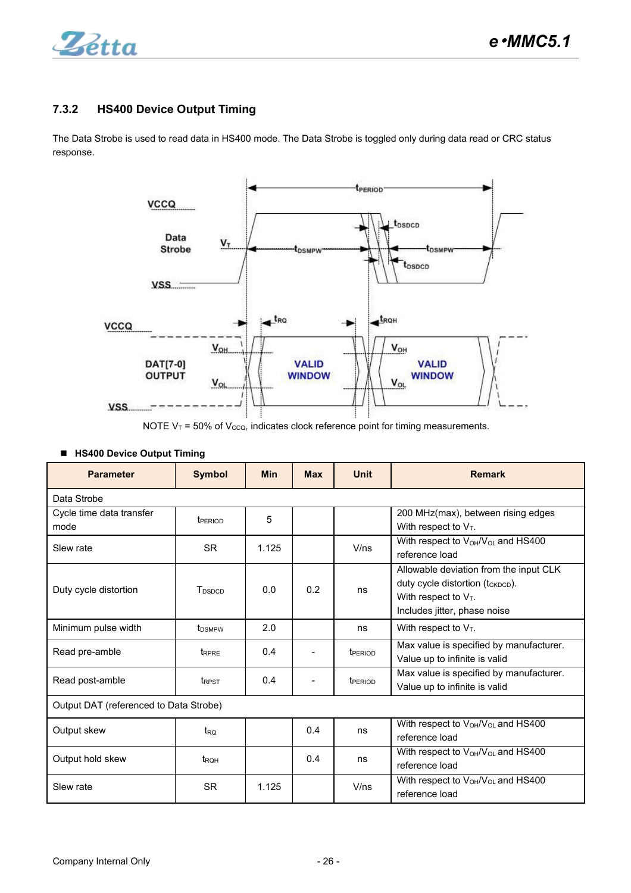### 7.3.2 HS400 Device Output Timing

The Data Strobe is used to read data in HS400 mode. The Data Strobe is toggled only during data read or CRC status response.

NOTE $V_T$ = 50% of $V_{CCQ}$, indicates clock reference point for timing measurements.

■ **HS400 Device Output Timing**

| Parameter | Symbol | Min | Max | Unit | Remark |
|---|---|---|---|---|---|
| Data Strobe | | | | | |
| Cycle time data transfer mode | $t_{PERIOD}$ | 5 | | | 200 MHz(max), between rising edges With respect to $V_T$. |
| Slew rate | SR | 1.125 | | V/ns | With respect to $V_{OH}/V_{OL}$ and HS400 reference load |
| Duty cycle distortion | $T_{DSDCD}$ | 0.0 | 0.2 | ns | Allowable deviation from the input CLK duty cycle distortion ($t_{CKDCD}$). With respect to $V_T$. Includes jitter, phase noise |
| Minimum pulse width | $t_{DSMPW}$ | 2.0 | | ns | With respect to $V_T$. |
| Read pre-amble | $t_{RPRE}$ | 0.4 | - | $t_{PERIOD}$ | Max value is specified by manufacturer. Value up to infinite is valid |
| Read post-amble | $t_{RPST}$ | 0.4 | - | $t_{PERIOD}$ | Max value is specified by manufacturer. Value up to infinite is valid |
| Output DAT (referenced to Data Strobe) | | | | | |
| Output skew | $t_{RQ}$ | | 0.4 | ns | With respect to $V_{OH}/V_{OL}$ and HS400 reference load |
| Output hold skew | $t_{RQH}$ | | 0.4 | ns | With respect to $V_{OH}/V_{OL}$ and HS400 reference load |
| Slew rate | SR | 1.125 | | V/ns | With respect to $V_{OH}/V_{OL}$ and HS400 reference load |

Company Internal Only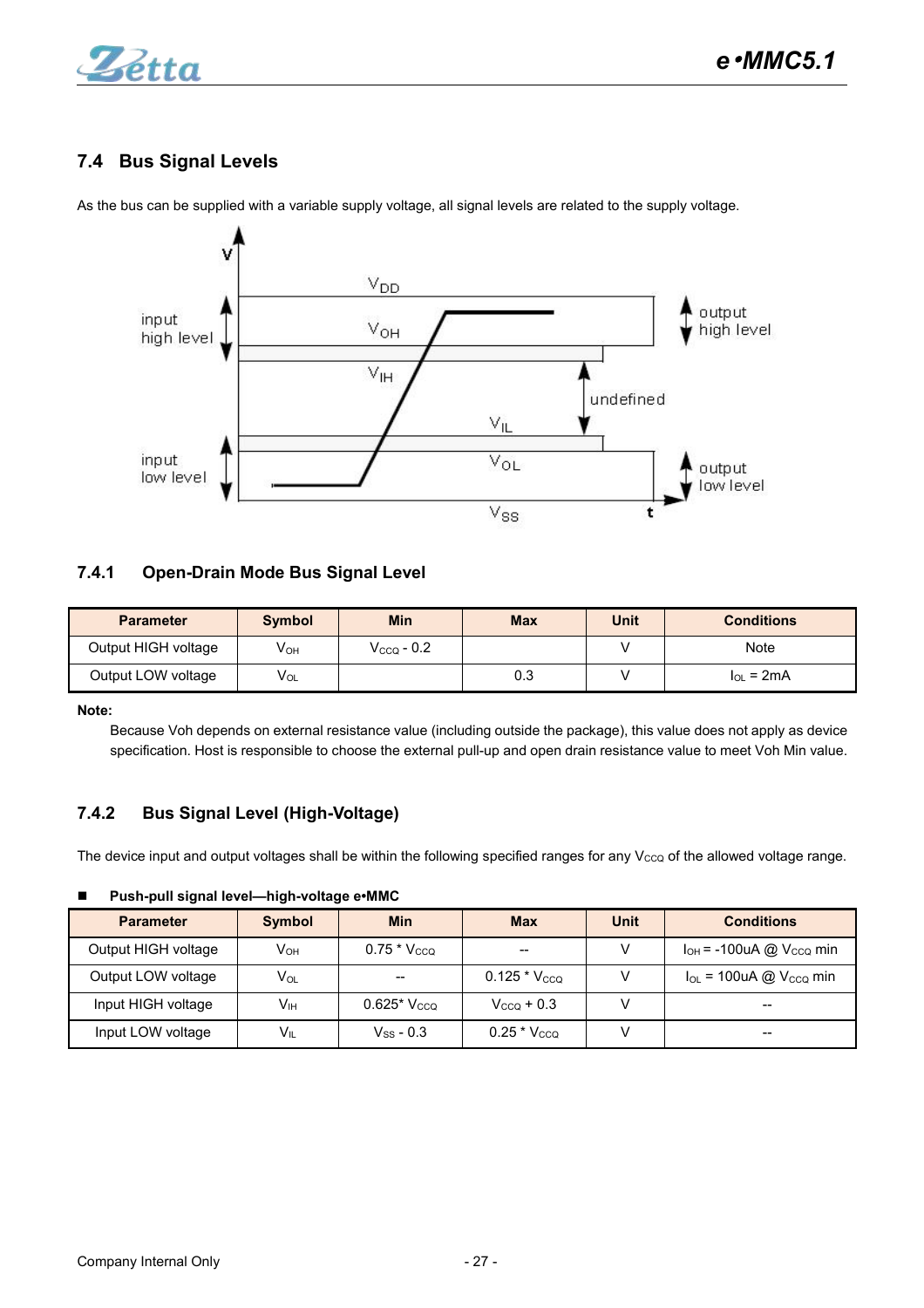## 7.4 Bus Signal Levels

As the bus can be supplied with a variable supply voltage, all signal levels are related to the supply voltage.

### 7.4.1 Open-Drain Mode Bus Signal Level

| Parameter | Symbol | Min | Max | Unit | Conditions |
|---|---|---|---|---|---|
| Output HIGH voltage | $V_{OH}$ | $V_{CCQ}$ - 0.2 | | V | Note |
| Output LOW voltage | $V_{OL}$ | | 0.3 | V | $I_{OL}$ = 2mA |

**Note:**

Because Voh depends on external resistance value (including outside the package), this value does not apply as device specification. Host is responsible to choose the external pull-up and open drain resistance value to meet Voh Min value.

### 7.4.2 Bus Signal Level (High-Voltage)

The device input and output voltages shall be within the following specified ranges for any $V_{CCQ}$ of the allowed voltage range.

- **Push-pull signal level—high-voltage e•MMC**

| Parameter | Symbol | Min | Max | Unit | Conditions |
|---|---|---|---|---|---|
| Output HIGH voltage | $V_{OH}$ | 0.75 * $V_{CCQ}$ | -- | V | $I_{OH}$ = -100uA @ $V_{CCQ}$ min |
| Output LOW voltage | $V_{OL}$ | -- | 0.125 * $V_{CCQ}$ | V | $I_{OL}$ = 100uA @ $V_{CCQ}$ min |
| Input HIGH voltage | $V_{IH}$ | 0.625* $V_{CCQ}$ | $V_{CCQ}$ + 0.3 | V | -- |
| Input LOW voltage | $V_{IL}$ | $V_{SS}$ - 0.3 | 0.25 * $V_{CCQ}$ | V | -- |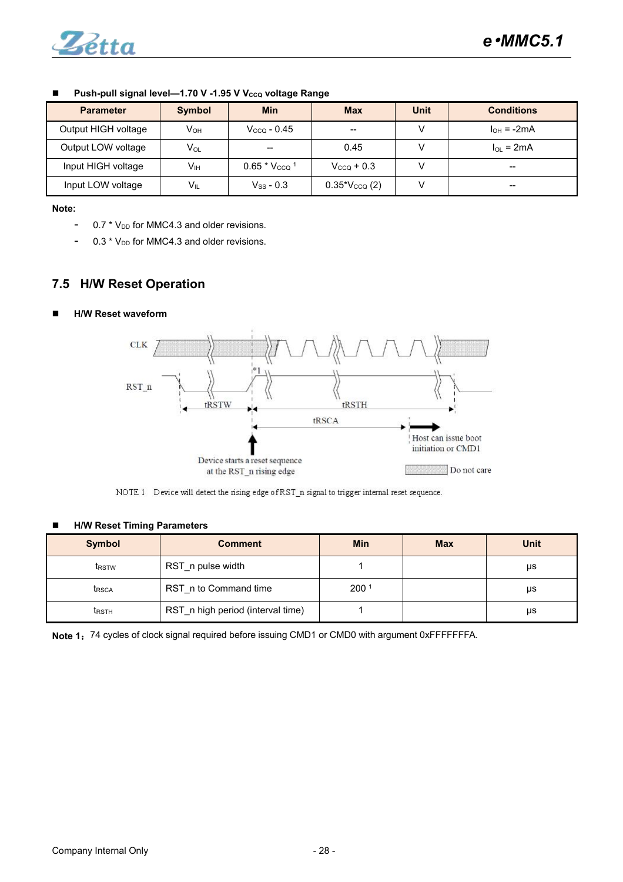■ **Push-pull signal level—1.70 V -1.95 V $V_{CCQ}$ voltage Range**

| Parameter | Symbol | Min | Max | Unit | Conditions |
|---|---|---|---|---|---|
| Output HIGH voltage | $V_{OH}$ | $V_{CCQ}$ - 0.45 | -- | V | $I_{OH}$ = -2mA |
| Output LOW voltage | $V_{OL}$ | -- | 0.45 | V | $I_{OL}$ = 2mA |
| Input HIGH voltage | $V_{IH}$ | 0.65 * $V_{CCQ}$ [1] | $V_{CCQ}$ + 0.3 | V | -- |
| Input LOW voltage | $V_{IL}$ | $V_{SS}$ - 0.3 | 0.35*$V_{CCQ}$ (2) | V | -- |

**Note:**

- 0.7 * $V_{DD}$ for MMC4.3 and older revisions.
- 0.3 * $V_{DD}$ for MMC4.3 and older revisions.

## 7.5 H/W Reset Operation

■ **H/W Reset waveform**

CLK

RST_n

tRSTW tRSTH *1

tRSCA

Host can issue boot initiation or CMD1

Device starts a reset sequence at the RST_n rising edge

Do not care

NOTE 1 Device will detect the rising edge of RST_n signal to trigger internal reset sequence.

■ **H/W Reset Timing Parameters**

| Symbol | Comment | Min | Max | Unit |
|---|---|---|---|---|
| $t_{RSTW}$ | RST_n pulse width | 1 | | μs |
| $t_{RSCA}$ | RST_n to Command time | 200 [1] | | μs |
| $t_{RSTH}$ | RST_n high period (interval time) | 1 | | μs |

**Note 1**：74 cycles of clock signal required before issuing CMD1 or CMD0 with argument 0xFFFFFFFA.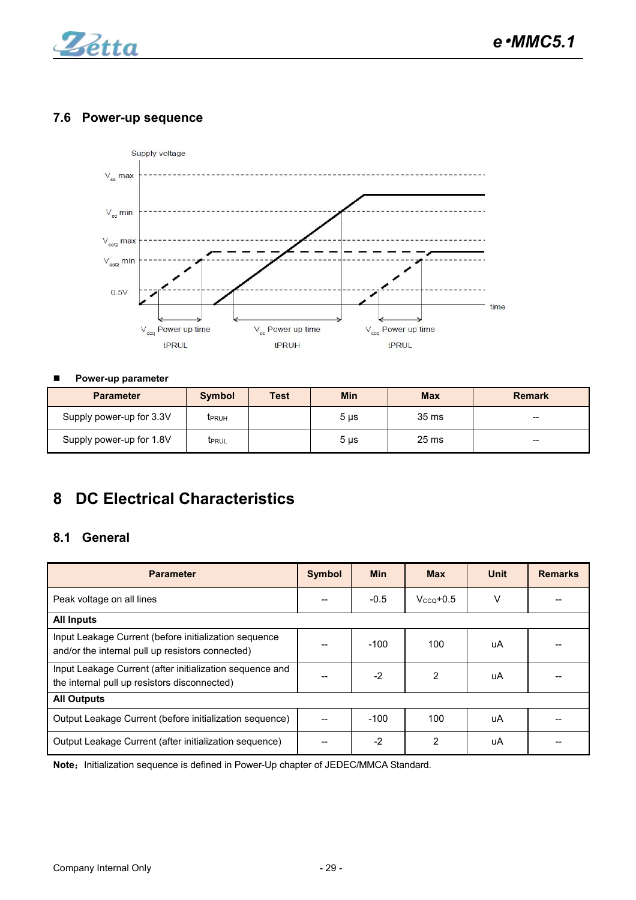## 7.6 Power-up sequence

Supply voltage

$V_{cc}$ max

$V_{cc}$ min

$V_{ccQ}$ max

$V_{ccQ}$ min

0.5V

time

$V_{ccq}$ Power up time tPRUL

$V_{cc}$ Power up time tPRUH

$V_{ccq}$ Power up time tPRUL

- **Power-up parameter**

| Parameter | Symbol | Test | Min | Max | Remark |
|---|---|---|---|---|---|
| Supply power-up for 3.3V | $t_{PRUH}$ | | 5 µs | 35 ms | -- |
| Supply power-up for 1.8V | $t_{PRUL}$ | | 5 µs | 25 ms | -- |

# 8 DC Electrical Characteristics

## 8.1 General

| Parameter | Symbol | Min | Max | Unit | Remarks |
|---|---|---|---|---|---|
| Peak voltage on all lines | -- | -0.5 | $V_{CCQ}$+0.5 | V | -- |
| **All Inputs** | | | | | |
| Input Leakage Current (before initialization sequence and/or the internal pull up resistors connected) | -- | -100 | 100 | uA | -- |
| Input Leakage Current (after initialization sequence and the internal pull up resistors disconnected) | -- | -2 | 2 | uA | -- |
| **All Outputs** | | | | | |
| Output Leakage Current (before initialization sequence) | -- | -100 | 100 | uA | -- |
| Output Leakage Current (after initialization sequence) | -- | -2 | 2 | uA | -- |

**Note：** Initialization sequence is defined in Power-Up chapter of JEDEC/MMCA Standard.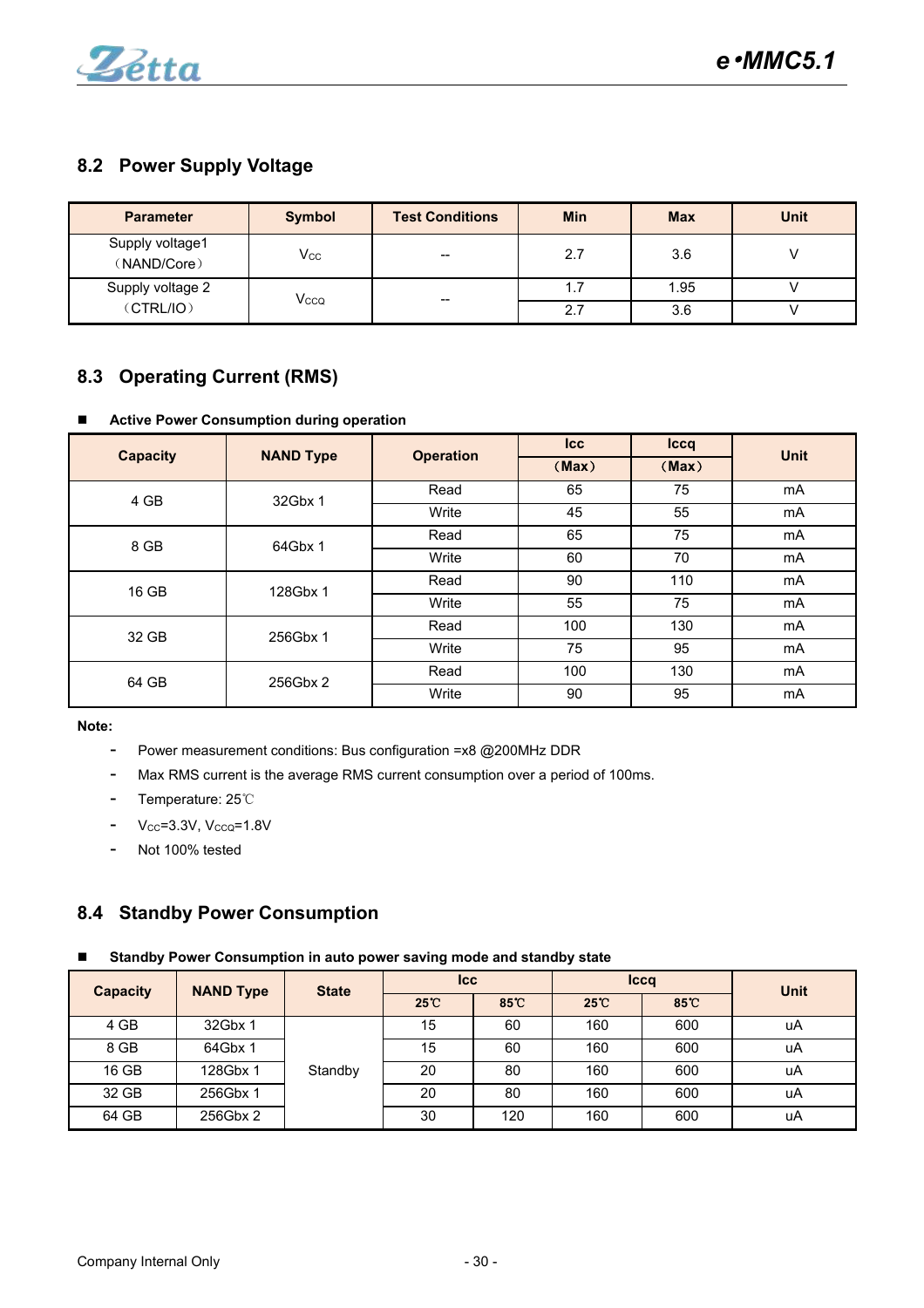## 8.2 Power Supply Voltage

| Parameter | Symbol | Test Conditions | Min | Max | Unit |
|---|---|---|---|---|---|
| Supply voltage1 （NAND/Core） | $V_{CC}$ | -- | 2.7 | 3.6 | V |
| Supply voltage 2 （CTRL/IO） | $V_{CCQ}$ | -- | 1.7 | 1.95 | V |
| | | | 2.7 | 3.6 | V |

## 8.3 Operating Current (RMS)

- **Active Power Consumption during operation**

| Capacity | NAND Type | Operation | Icc | Iccq | Unit |
|---|---|---|---|---|---|
| | | | （Max） | （Max） | |
| 4 GB | 32Gbx 1 | Read | 65 | 75 | mA |
| | | Write | 45 | 55 | mA |
| 8 GB | 64Gbx 1 | Read | 65 | 75 | mA |
| | | Write | 60 | 70 | mA |
| 16 GB | 128Gbx 1 | Read | 90 | 110 | mA |
| | | Write | 55 | 75 | mA |
| 32 GB | 256Gbx 1 | Read | 100 | 130 | mA |
| | | Write | 75 | 95 | mA |
| 64 GB | 256Gbx 2 | Read | 100 | 130 | mA |
| | | Write | 90 | 95 | mA |

**Note:**

- Power measurement conditions: Bus configuration =x8 @200MHz DDR
- Max RMS current is the average RMS current consumption over a period of 100ms.
- Temperature: 25℃
- $V_{CC}$=3.3V, $V_{CCQ}$=1.8V
- Not 100% tested

## 8.4 Standby Power Consumption

- **Standby Power Consumption in auto power saving mode and standby state**

| Capacity | NAND Type | State | Icc | | Iccq | | Unit |
|---|---|---|---|---|---|---|---|
| | | | 25℃ | 85℃ | 25℃ | 85℃ | |
| 4 GB | 32Gbx 1 | Standby | 15 | 60 | 160 | 600 | uA |
| 8 GB | 64Gbx 1 | | 15 | 60 | 160 | 600 | uA |
| 16 GB | 128Gbx 1 | | 20 | 80 | 160 | 600 | uA |
| 32 GB | 256Gbx 1 | | 20 | 80 | 160 | 600 | uA |
| 64 GB | 256Gbx 2 | | 30 | 120 | 160 | 600 | uA |

Company Internal Only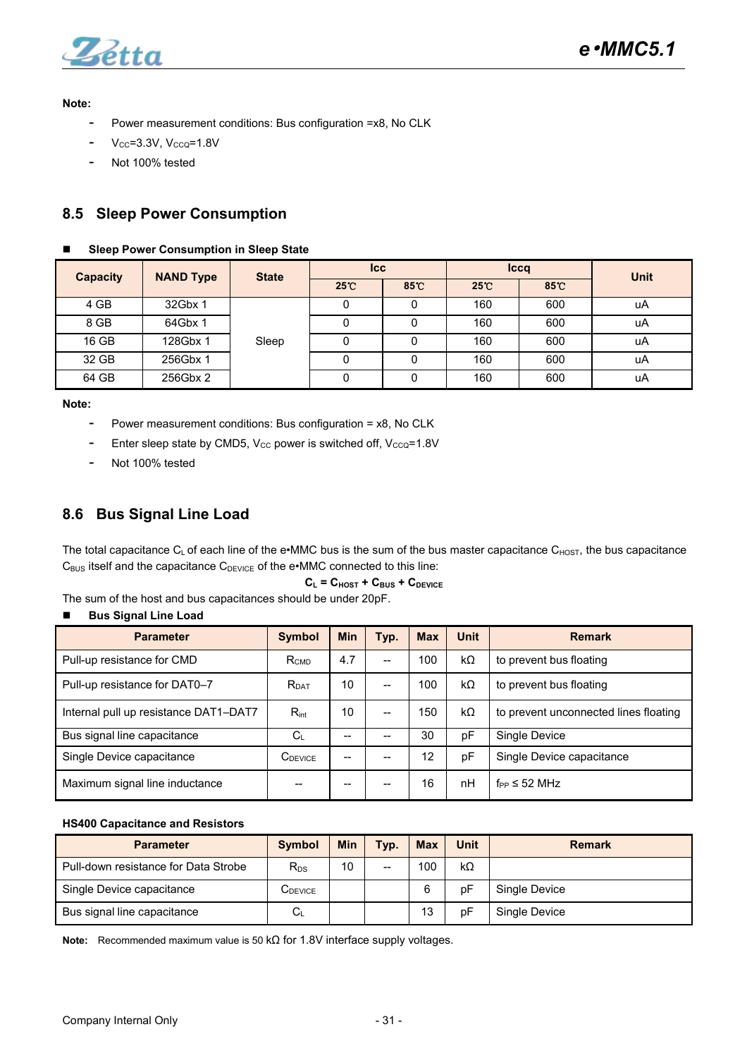**Note:**

- Power measurement conditions: Bus configuration =x8, No CLK
- $V_{CC}$=3.3V, $V_{CCQ}$=1.8V
- Not 100% tested

## 8.5 Sleep Power Consumption

■ **Sleep Power Consumption in Sleep State**

| Capacity | NAND Type | State | Icc | | Iccq | | Unit |
|---|---|---|---|---|---|---|---|
| | | | 25℃ | 85℃ | 25℃ | 85℃ | |
| 4 GB | 32Gbx 1 | Sleep | 0 | 0 | 160 | 600 | uA |
| 8 GB | 64Gbx 1 | | 0 | 0 | 160 | 600 | uA |
| 16 GB | 128Gbx 1 | | 0 | 0 | 160 | 600 | uA |
| 32 GB | 256Gbx 1 | | 0 | 0 | 160 | 600 | uA |
| 64 GB | 256Gbx 2 | | 0 | 0 | 160 | 600 | uA |

**Note:**

- Power measurement conditions: Bus configuration = x8, No CLK
- Enter sleep state by CMD5, $V_{CC}$ power is switched off, $V_{CCQ}$=1.8V
- Not 100% tested

## 8.6 Bus Signal Line Load

The total capacitance $C_L$ of each line of the e•MMC bus is the sum of the bus master capacitance $C_{HOST}$, the bus capacitance $C_{BUS}$ itself and the capacitance $C_{DEVICE}$ of the e•MMC connected to this line:

$$C_L = C_{HOST} + C_{BUS} + C_{DEVICE}$$

The sum of the host and bus capacitances should be under 20pF.

■ **Bus Signal Line Load**

| Parameter | Symbol | Min | Typ. | Max | Unit | Remark |
|---|---|---|---|---|---|---|
| Pull-up resistance for CMD | $R_{CMD}$ | 4.7 | -- | 100 | kΩ | to prevent bus floating |
| Pull-up resistance for DAT0–7 | $R_{DAT}$ | 10 | -- | 100 | kΩ | to prevent bus floating |
| Internal pull up resistance DAT1–DAT7 | $R_{int}$ | 10 | -- | 150 | kΩ | to prevent unconnected lines floating |
| Bus signal line capacitance | $C_L$ | -- | -- | 30 | pF | Single Device |
| Single Device capacitance | $C_{DEVICE}$ | -- | -- | 12 | pF | Single Device capacitance |
| Maximum signal line inductance | -- | -- | -- | 16 | nH | $f_{PP} \le 52$ MHz |

**HS400 Capacitance and Resistors**

| Parameter | Symbol | Min | Typ. | Max | Unit | Remark |
|---|---|---|---|---|---|---|
| Pull-down resistance for Data Strobe | $R_{DS}$ | 10 | -- | 100 | kΩ | |
| Single Device capacitance | $C_{DEVICE}$ | | | 6 | pF | Single Device |
| Bus signal line capacitance | $C_L$ | | | 13 | pF | Single Device |

**Note:** Recommended maximum value is 50 kΩ for 1.8V interface supply voltages.

Company Internal Only